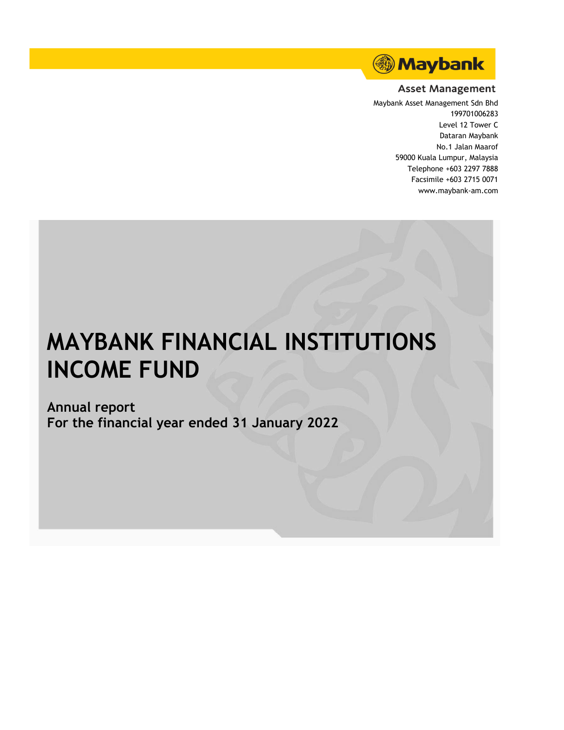Maybank

Asset Management

Maybank Asset Management Sdn Bhd
199701006283
Level 12 Tower C
Dataran Maybank
No.1 Jalan Maarof
59000 Kuala Lumpur, Malaysia
Telephone +603 2297 7888
Facsimile +603 2715 0071
www.maybank-am.com

# MAYBANK FINANCIAL INSTITUTIONS INCOME FUND

## Annual report
## For the financial year ended 31 January 2022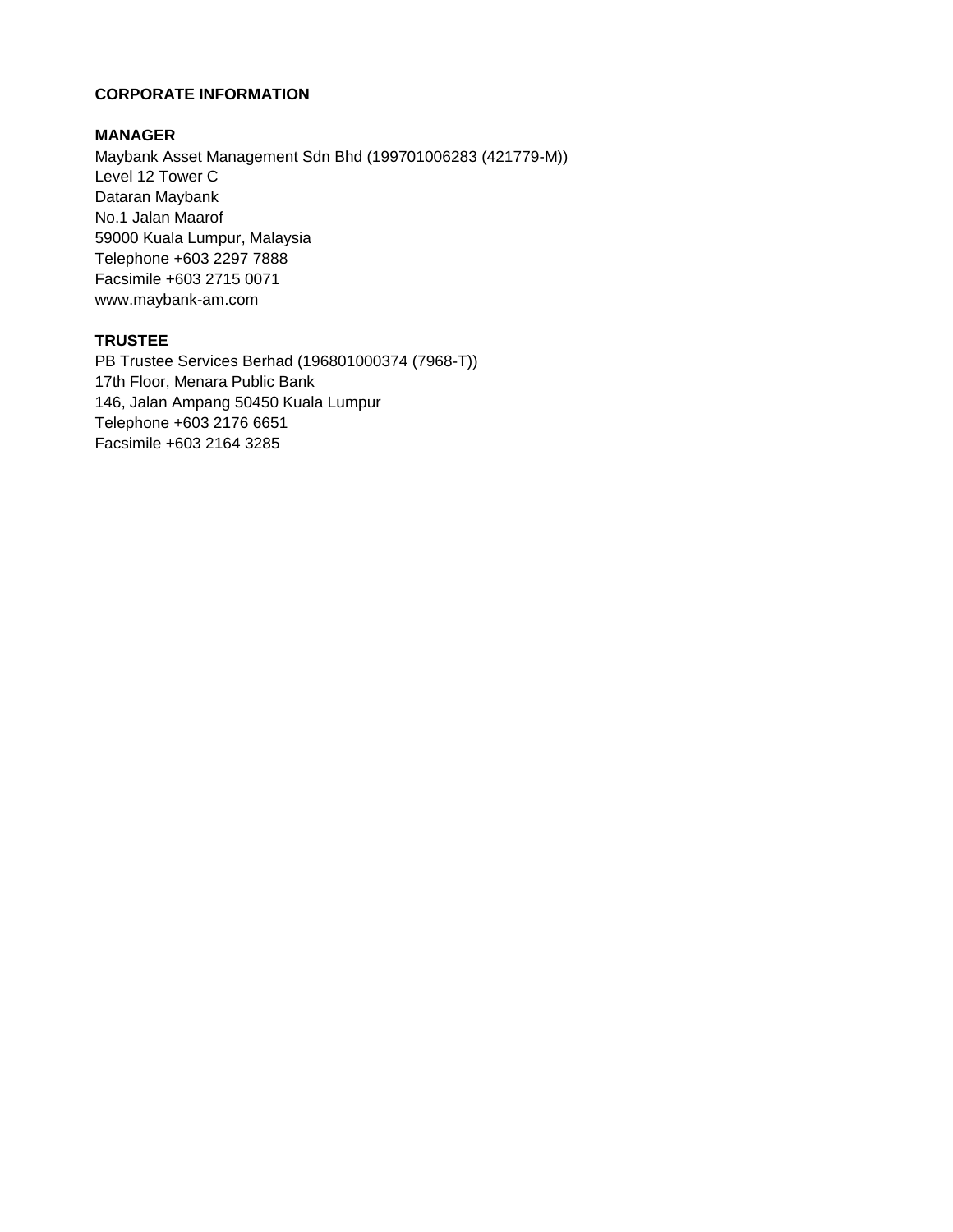# CORPORATE INFORMATION

## MANAGER

Maybank Asset Management Sdn Bhd (199701006283 (421779-M))
Level 12 Tower C
Dataran Maybank
No.1 Jalan Maarof
59000 Kuala Lumpur, Malaysia
Telephone +603 2297 7888
Facsimile +603 2715 0071
www.maybank-am.com

## TRUSTEE

PB Trustee Services Berhad (196801000374 (7968-T))
17th Floor, Menara Public Bank
146, Jalan Ampang 50450 Kuala Lumpur
Telephone +603 2176 6651
Facsimile +603 2164 3285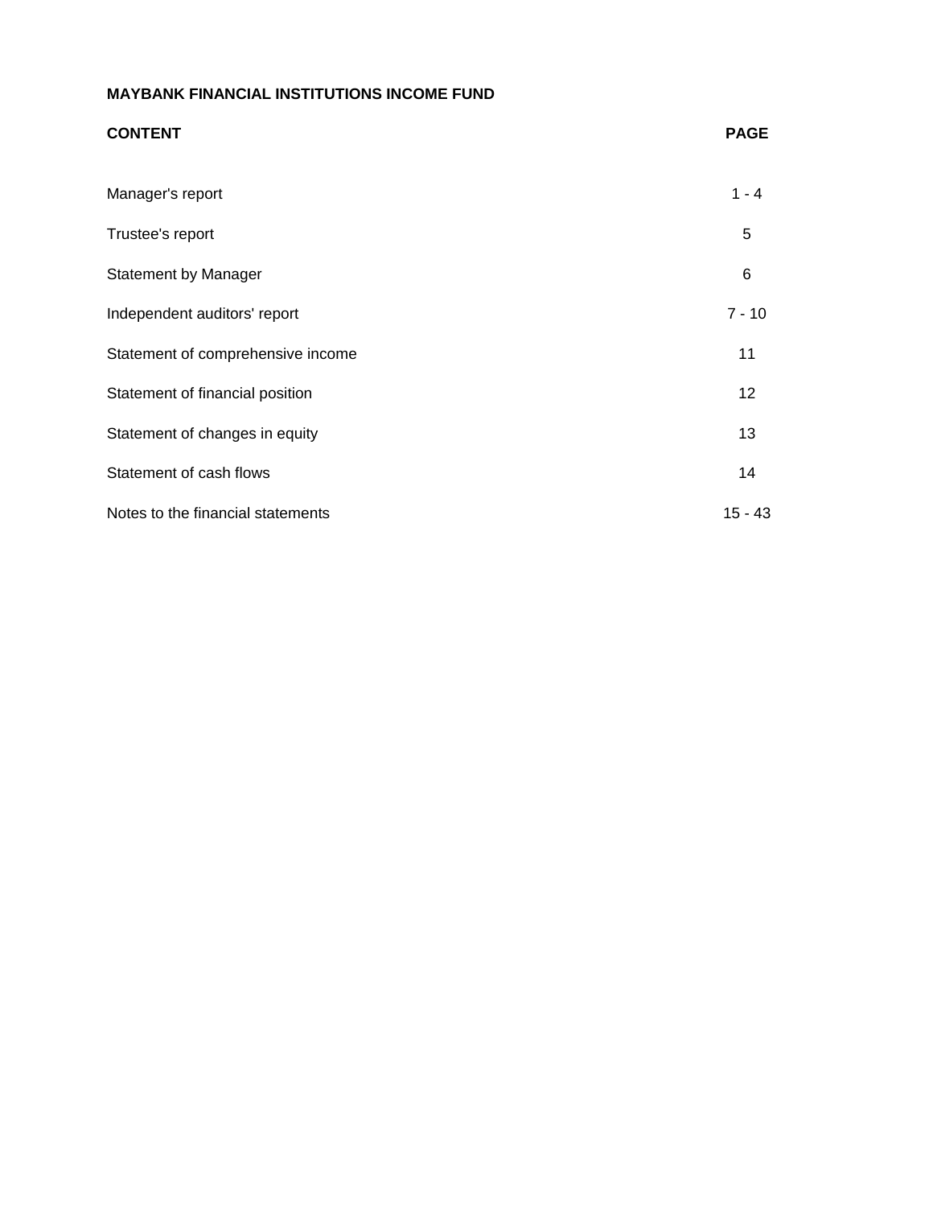**MAYBANK FINANCIAL INSTITUTIONS INCOME FUND**

| **CONTENT** | **PAGE** |
|---|---|
| Manager's report | 1 - 4 |
| Trustee's report | 5 |
| Statement by Manager | 6 |
| Independent auditors' report | 7 - 10 |
| Statement of comprehensive income | 11 |
| Statement of financial position | 12 |
| Statement of changes in equity | 13 |
| Statement of cash flows | 14 |
| Notes to the financial statements | 15 - 43 |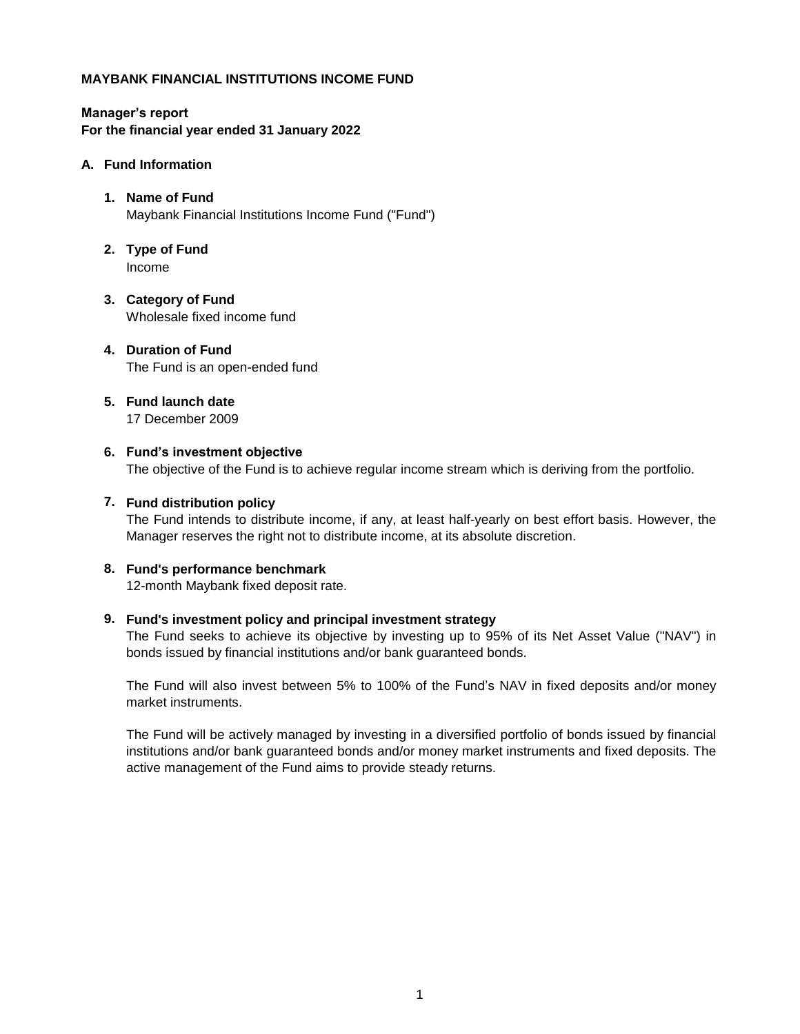**MAYBANK FINANCIAL INSTITUTIONS INCOME FUND**

**Manager's report**
**For the financial year ended 31 January 2022**

## A. Fund Information

1. **Name of Fund**
   Maybank Financial Institutions Income Fund ("Fund")

2. **Type of Fund**
   Income

3. **Category of Fund**
   Wholesale fixed income fund

4. **Duration of Fund**
   The Fund is an open-ended fund

5. **Fund launch date**
   17 December 2009

6. **Fund's investment objective**
   The objective of the Fund is to achieve regular income stream which is deriving from the portfolio.

7. **Fund distribution policy**
   The Fund intends to distribute income, if any, at least half-yearly on best effort basis. However, the Manager reserves the right not to distribute income, at its absolute discretion.

8. **Fund's performance benchmark**
   12-month Maybank fixed deposit rate.

9. **Fund's investment policy and principal investment strategy**
   The Fund seeks to achieve its objective by investing up to 95% of its Net Asset Value ("NAV") in bonds issued by financial institutions and/or bank guaranteed bonds.

   The Fund will also invest between 5% to 100% of the Fund's NAV in fixed deposits and/or money market instruments.

   The Fund will be actively managed by investing in a diversified portfolio of bonds issued by financial institutions and/or bank guaranteed bonds and/or money market instruments and fixed deposits. The active management of the Fund aims to provide steady returns.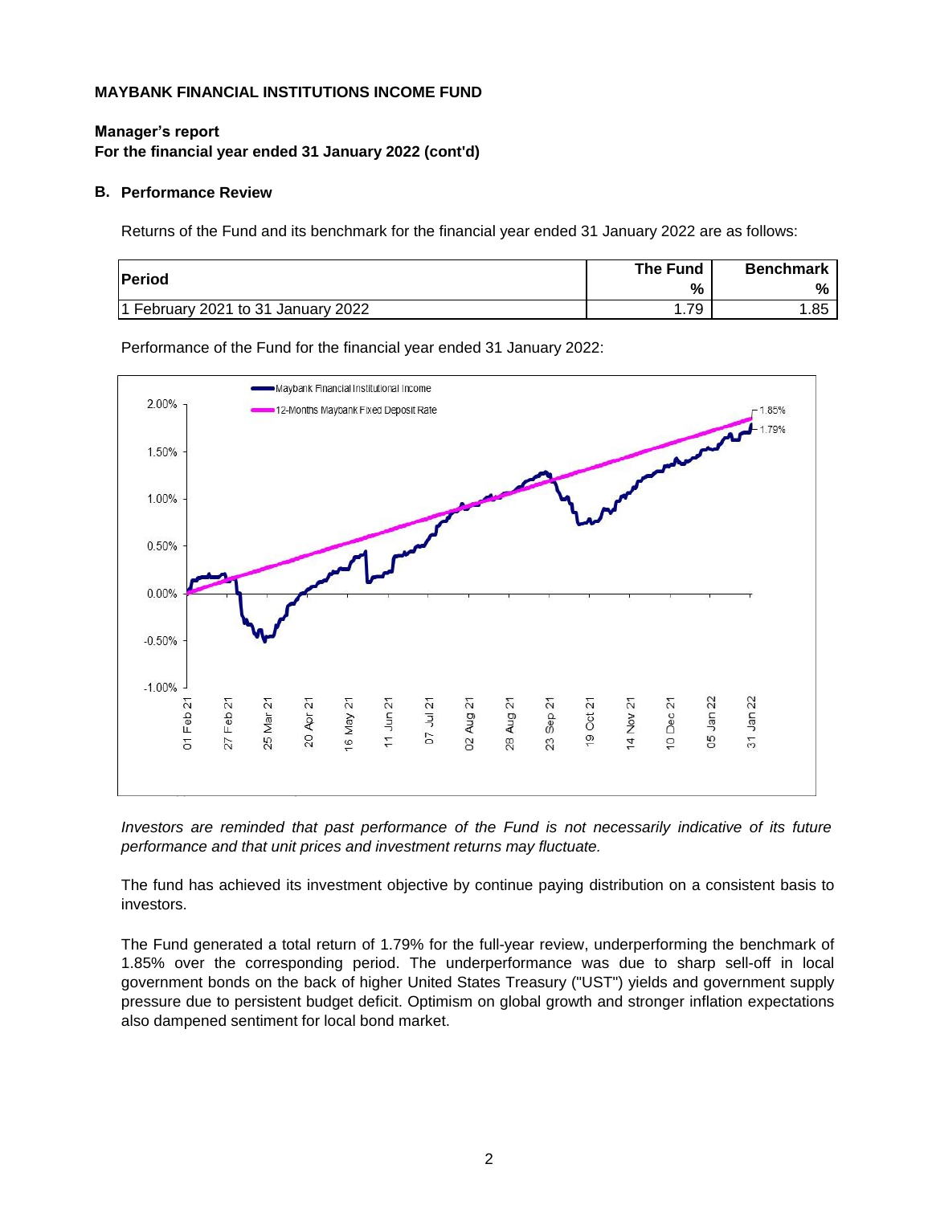**MAYBANK FINANCIAL INSTITUTIONS INCOME FUND**

**Manager's report**
**For the financial year ended 31 January 2022 (cont'd)**

**B. Performance Review**

Returns of the Fund and its benchmark for the financial year ended 31 January 2022 are as follows:

| Period | The Fund % | Benchmark % |
|---|---|---|
| 1 February 2021 to 31 January 2022 | 1.79 | 1.85 |

Performance of the Fund for the financial year ended 31 January 2022:

*Investors are reminded that past performance of the Fund is not necessarily indicative of its future performance and that unit prices and investment returns may fluctuate.*

The fund has achieved its investment objective by continue paying distribution on a consistent basis to investors.

The Fund generated a total return of 1.79% for the full-year review, underperforming the benchmark of 1.85% over the corresponding period. The underperformance was due to sharp sell-off in local government bonds on the back of higher United States Treasury ("UST") yields and government supply pressure due to persistent budget deficit. Optimism on global growth and stronger inflation expectations also dampened sentiment for local bond market.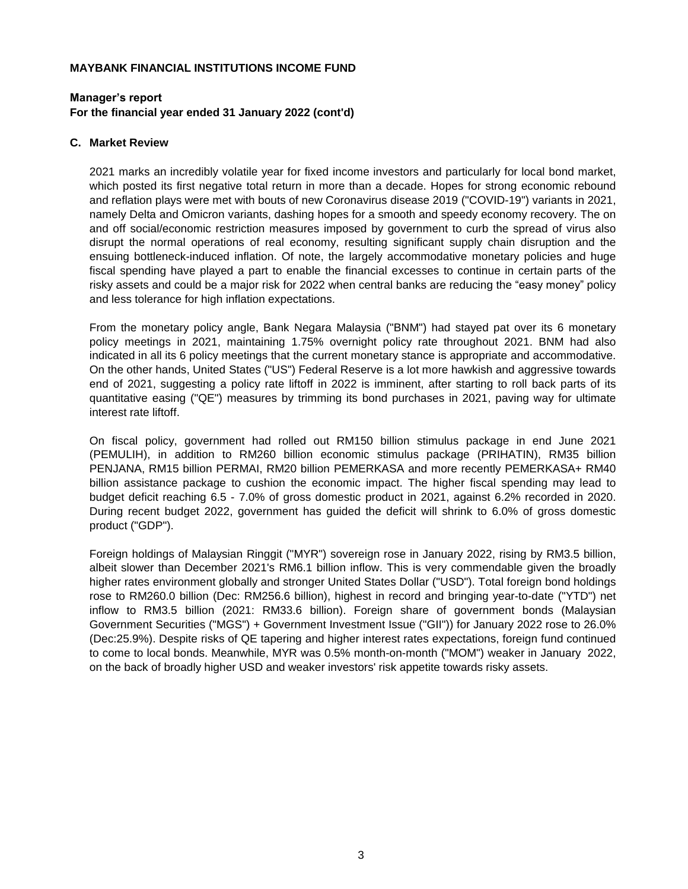**MAYBANK FINANCIAL INSTITUTIONS INCOME FUND**

**Manager's report**
**For the financial year ended 31 January 2022 (cont'd)**

**C. Market Review**

2021 marks an incredibly volatile year for fixed income investors and particularly for local bond market, which posted its first negative total return in more than a decade. Hopes for strong economic rebound and reflation plays were met with bouts of new Coronavirus disease 2019 ("COVID-19") variants in 2021, namely Delta and Omicron variants, dashing hopes for a smooth and speedy economy recovery. The on and off social/economic restriction measures imposed by government to curb the spread of virus also disrupt the normal operations of real economy, resulting significant supply chain disruption and the ensuing bottleneck-induced inflation. Of note, the largely accommodative monetary policies and huge fiscal spending have played a part to enable the financial excesses to continue in certain parts of the risky assets and could be a major risk for 2022 when central banks are reducing the "easy money" policy and less tolerance for high inflation expectations.

From the monetary policy angle, Bank Negara Malaysia ("BNM") had stayed pat over its 6 monetary policy meetings in 2021, maintaining 1.75% overnight policy rate throughout 2021. BNM had also indicated in all its 6 policy meetings that the current monetary stance is appropriate and accommodative. On the other hands, United States ("US") Federal Reserve is a lot more hawkish and aggressive towards end of 2021, suggesting a policy rate liftoff in 2022 is imminent, after starting to roll back parts of its quantitative easing ("QE") measures by trimming its bond purchases in 2021, paving way for ultimate interest rate liftoff.

On fiscal policy, government had rolled out RM150 billion stimulus package in end June 2021 (PEMULIH), in addition to RM260 billion economic stimulus package (PRIHATIN), RM35 billion PENJANA, RM15 billion PERMAI, RM20 billion PEMERKASA and more recently PEMERKASA+ RM40 billion assistance package to cushion the economic impact. The higher fiscal spending may lead to budget deficit reaching 6.5 - 7.0% of gross domestic product in 2021, against 6.2% recorded in 2020. During recent budget 2022, government has guided the deficit will shrink to 6.0% of gross domestic product ("GDP").

Foreign holdings of Malaysian Ringgit ("MYR") sovereign rose in January 2022, rising by RM3.5 billion, albeit slower than December 2021's RM6.1 billion inflow. This is very commendable given the broadly higher rates environment globally and stronger United States Dollar ("USD"). Total foreign bond holdings rose to RM260.0 billion (Dec: RM256.6 billion), highest in record and bringing year-to-date ("YTD") net inflow to RM3.5 billion (2021: RM33.6 billion). Foreign share of government bonds (Malaysian Government Securities ("MGS") + Government Investment Issue ("GII")) for January 2022 rose to 26.0% (Dec:25.9%). Despite risks of QE tapering and higher interest rates expectations, foreign fund continued to come to local bonds. Meanwhile, MYR was 0.5% month-on-month ("MOM") weaker in January 2022, on the back of broadly higher USD and weaker investors' risk appetite towards risky assets.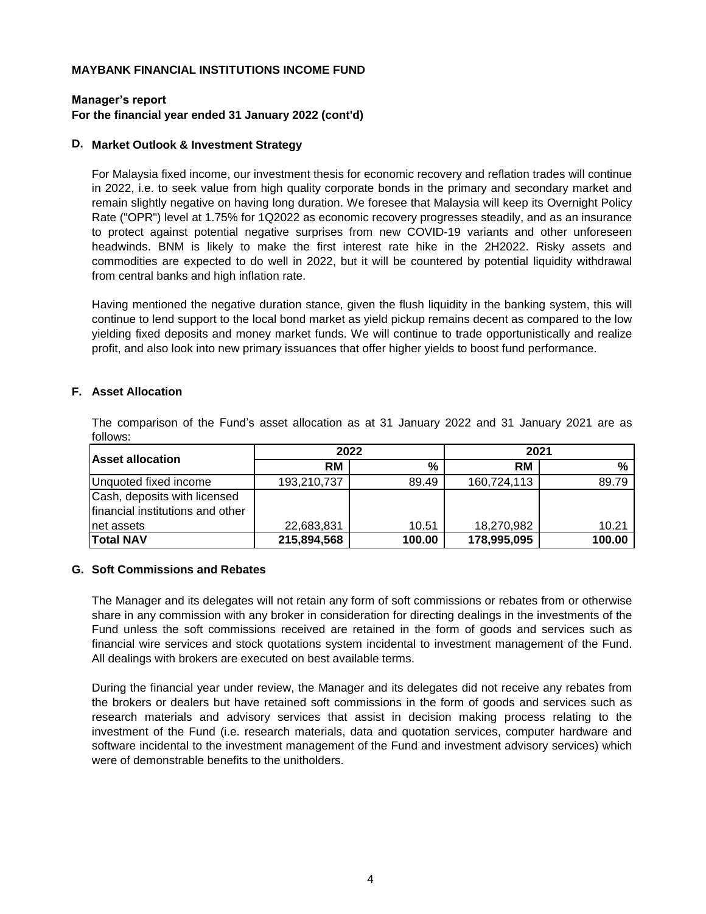**MAYBANK FINANCIAL INSTITUTIONS INCOME FUND**

**Manager's report**
**For the financial year ended 31 January 2022 (cont'd)**

## D. Market Outlook & Investment Strategy

For Malaysia fixed income, our investment thesis for economic recovery and reflation trades will continue in 2022, i.e. to seek value from high quality corporate bonds in the primary and secondary market and remain slightly negative on having long duration. We foresee that Malaysia will keep its Overnight Policy Rate ("OPR") level at 1.75% for 1Q2022 as economic recovery progresses steadily, and as an insurance to protect against potential negative surprises from new COVID-19 variants and other unforeseen headwinds. BNM is likely to make the first interest rate hike in the 2H2022. Risky assets and commodities are expected to do well in 2022, but it will be countered by potential liquidity withdrawal from central banks and high inflation rate.

Having mentioned the negative duration stance, given the flush liquidity in the banking system, this will continue to lend support to the local bond market as yield pickup remains decent as compared to the low yielding fixed deposits and money market funds. We will continue to trade opportunistically and realize profit, and also look into new primary issuances that offer higher yields to boost fund performance.

## F. Asset Allocation

The comparison of the Fund's asset allocation as at 31 January 2022 and 31 January 2021 are as follows:

| Asset allocation | 2022 | | 2021 | |
|---|---|---|---|---|
| | RM | % | RM | % |
| Unquoted fixed income | 193,210,737 | 89.49 | 160,724,113 | 89.79 |
| Cash, deposits with licensed financial institutions and other net assets | 22,683,831 | 10.51 | 18,270,982 | 10.21 |
| **Total NAV** | **215,894,568** | **100.00** | **178,995,095** | **100.00** |

## G. Soft Commissions and Rebates

The Manager and its delegates will not retain any form of soft commissions or rebates from or otherwise share in any commission with any broker in consideration for directing dealings in the investments of the Fund unless the soft commissions received are retained in the form of goods and services such as financial wire services and stock quotations system incidental to investment management of the Fund. All dealings with brokers are executed on best available terms.

During the financial year under review, the Manager and its delegates did not receive any rebates from the brokers or dealers but have retained soft commissions in the form of goods and services such as research materials and advisory services that assist in decision making process relating to the investment of the Fund (i.e. research materials, data and quotation services, computer hardware and software incidental to the investment management of the Fund and investment advisory services) which were of demonstrable benefits to the unitholders.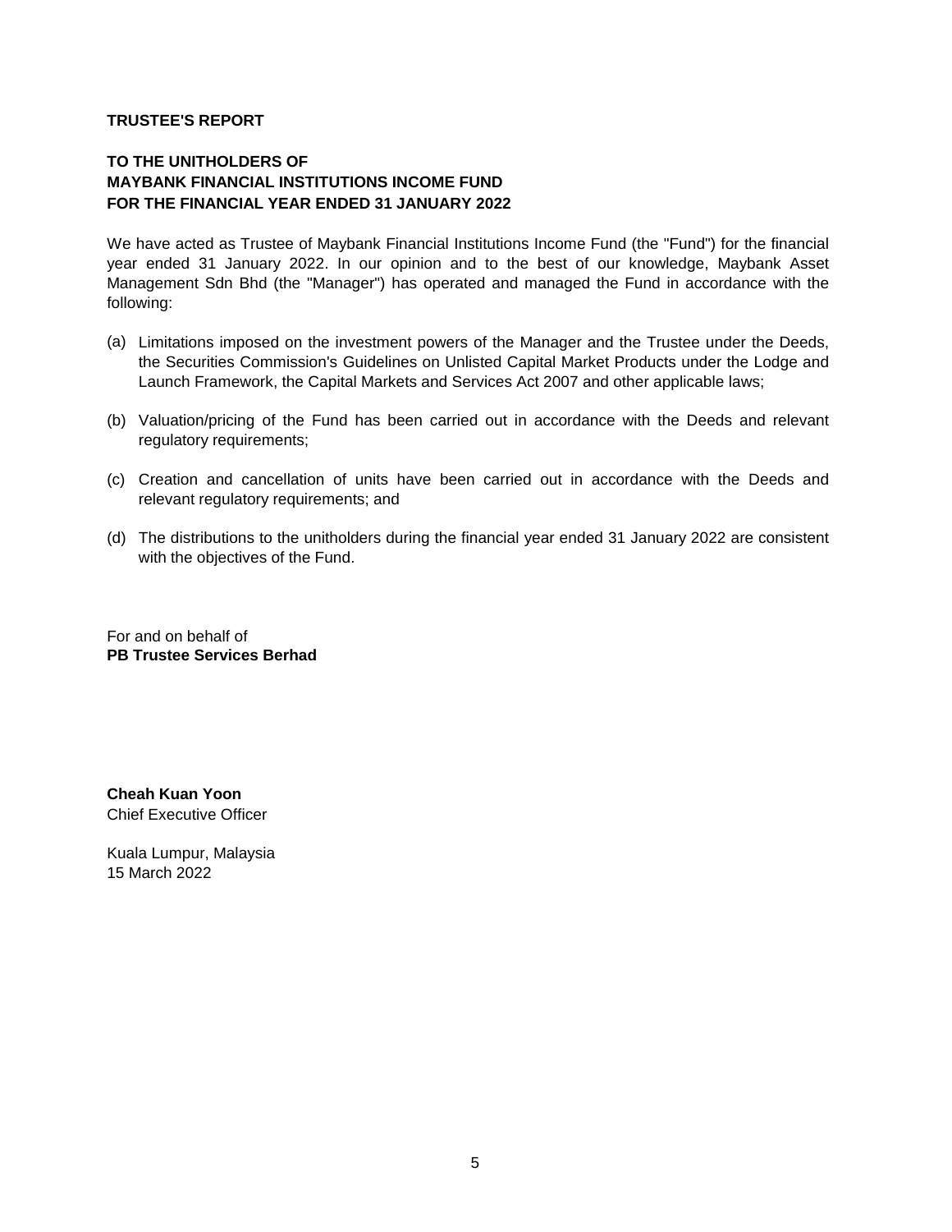**TRUSTEE'S REPORT**

**TO THE UNITHOLDERS OF**
**MAYBANK FINANCIAL INSTITUTIONS INCOME FUND**
**FOR THE FINANCIAL YEAR ENDED 31 JANUARY 2022**

We have acted as Trustee of Maybank Financial Institutions Income Fund (the "Fund") for the financial year ended 31 January 2022. In our opinion and to the best of our knowledge, Maybank Asset Management Sdn Bhd (the "Manager") has operated and managed the Fund in accordance with the following:

(a) Limitations imposed on the investment powers of the Manager and the Trustee under the Deeds, the Securities Commission's Guidelines on Unlisted Capital Market Products under the Lodge and Launch Framework, the Capital Markets and Services Act 2007 and other applicable laws;

(b) Valuation/pricing of the Fund has been carried out in accordance with the Deeds and relevant regulatory requirements;

(c) Creation and cancellation of units have been carried out in accordance with the Deeds and relevant regulatory requirements; and

(d) The distributions to the unitholders during the financial year ended 31 January 2022 are consistent with the objectives of the Fund.

For and on behalf of
**PB Trustee Services Berhad**

**Cheah Kuan Yoon**
Chief Executive Officer

Kuala Lumpur, Malaysia
15 March 2022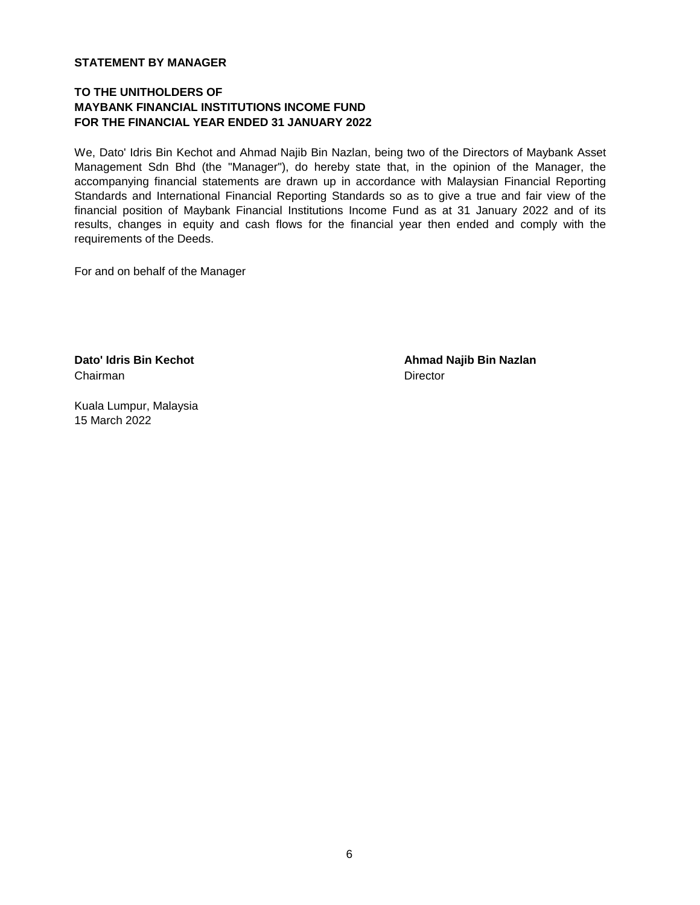**STATEMENT BY MANAGER**

**TO THE UNITHOLDERS OF**
**MAYBANK FINANCIAL INSTITUTIONS INCOME FUND**
**FOR THE FINANCIAL YEAR ENDED 31 JANUARY 2022**

We, Dato' Idris Bin Kechot and Ahmad Najib Bin Nazlan, being two of the Directors of Maybank Asset Management Sdn Bhd (the "Manager"), do hereby state that, in the opinion of the Manager, the accompanying financial statements are drawn up in accordance with Malaysian Financial Reporting Standards and International Financial Reporting Standards so as to give a true and fair view of the financial position of Maybank Financial Institutions Income Fund as at 31 January 2022 and of its results, changes in equity and cash flows for the financial year then ended and comply with the requirements of the Deeds.

For and on behalf of the Manager

**Dato' Idris Bin Kechot**
Chairman

**Ahmad Najib Bin Nazlan**
Director

Kuala Lumpur, Malaysia
15 March 2022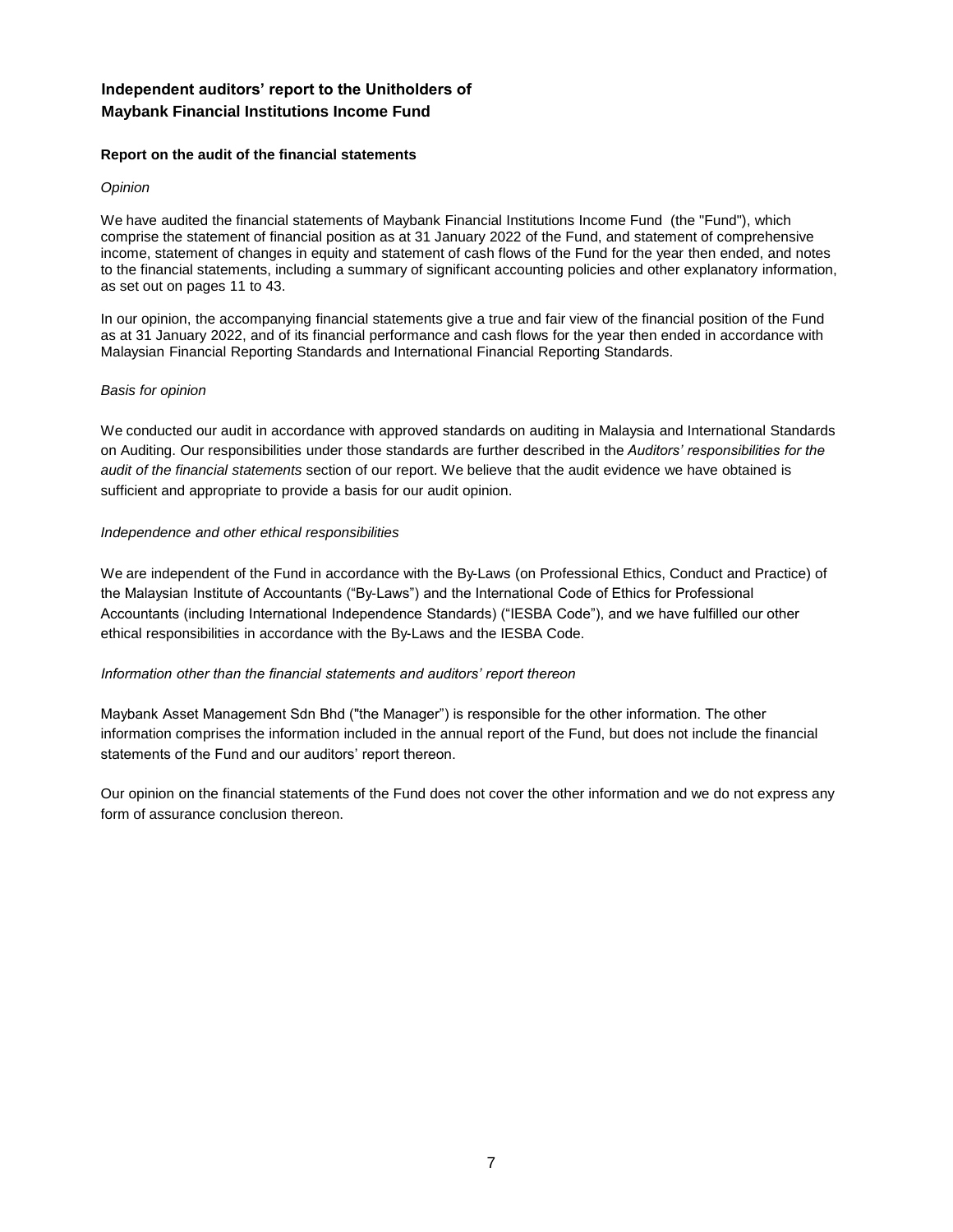# Independent auditors' report to the Unitholders of Maybank Financial Institutions Income Fund

## Report on the audit of the financial statements

*Opinion*

We have audited the financial statements of Maybank Financial Institutions Income Fund (the "Fund"), which comprise the statement of financial position as at 31 January 2022 of the Fund, and statement of comprehensive income, statement of changes in equity and statement of cash flows of the Fund for the year then ended, and notes to the financial statements, including a summary of significant accounting policies and other explanatory information, as set out on pages 11 to 43.

In our opinion, the accompanying financial statements give a true and fair view of the financial position of the Fund as at 31 January 2022, and of its financial performance and cash flows for the year then ended in accordance with Malaysian Financial Reporting Standards and International Financial Reporting Standards.

*Basis for opinion*

We conducted our audit in accordance with approved standards on auditing in Malaysia and International Standards on Auditing. Our responsibilities under those standards are further described in the *Auditors' responsibilities for the audit of the financial statements* section of our report. We believe that the audit evidence we have obtained is sufficient and appropriate to provide a basis for our audit opinion.

*Independence and other ethical responsibilities*

We are independent of the Fund in accordance with the By-Laws (on Professional Ethics, Conduct and Practice) of the Malaysian Institute of Accountants ("By-Laws") and the International Code of Ethics for Professional Accountants (including International Independence Standards) ("IESBA Code"), and we have fulfilled our other ethical responsibilities in accordance with the By-Laws and the IESBA Code.

*Information other than the financial statements and auditors' report thereon*

Maybank Asset Management Sdn Bhd ("the Manager") is responsible for the other information. The other information comprises the information included in the annual report of the Fund, but does not include the financial statements of the Fund and our auditors' report thereon.

Our opinion on the financial statements of the Fund does not cover the other information and we do not express any form of assurance conclusion thereon.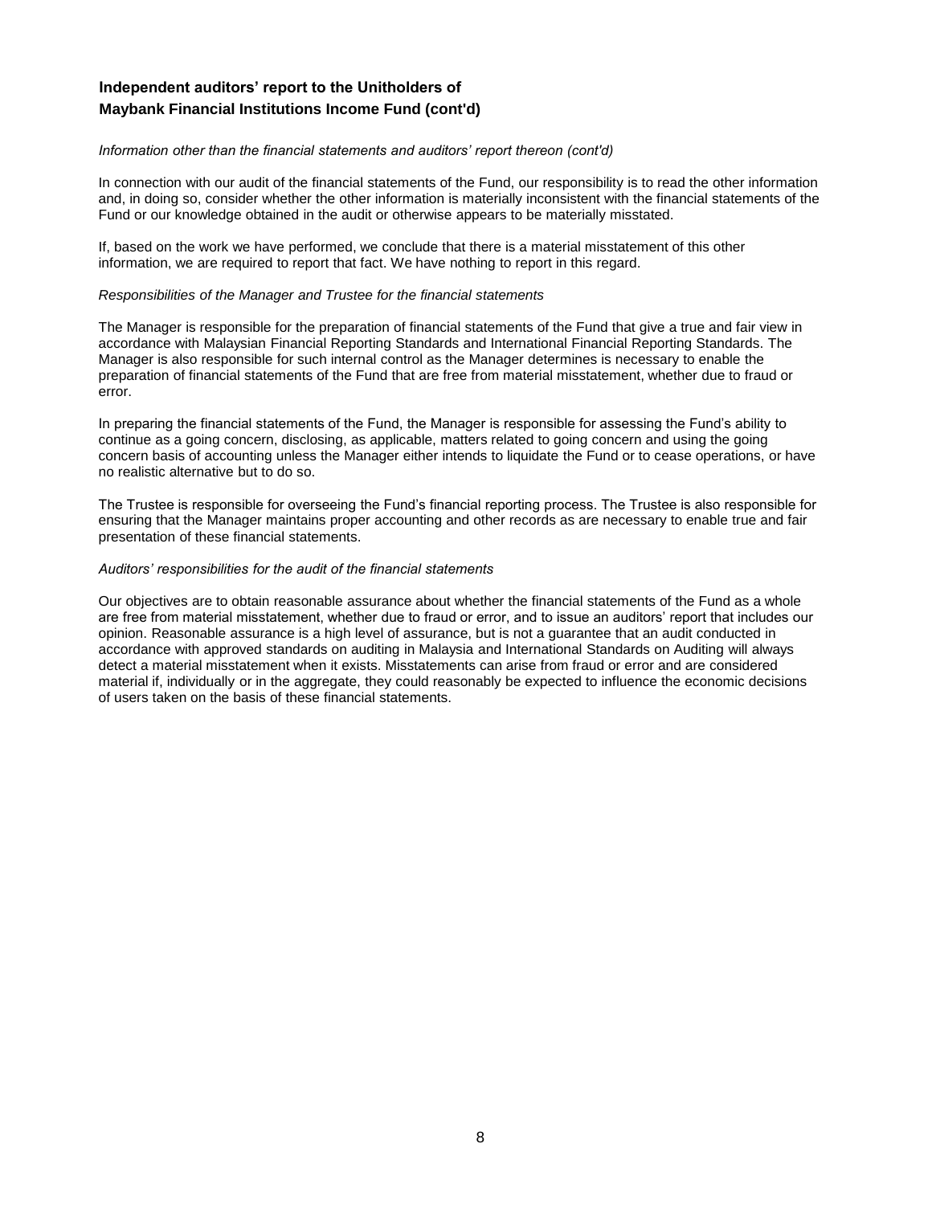## Independent auditors' report to the Unitholders of Maybank Financial Institutions Income Fund (cont'd)

*Information other than the financial statements and auditors' report thereon (cont'd)*

In connection with our audit of the financial statements of the Fund, our responsibility is to read the other information and, in doing so, consider whether the other information is materially inconsistent with the financial statements of the Fund or our knowledge obtained in the audit or otherwise appears to be materially misstated.

If, based on the work we have performed, we conclude that there is a material misstatement of this other information, we are required to report that fact. We have nothing to report in this regard.

*Responsibilities of the Manager and Trustee for the financial statements*

The Manager is responsible for the preparation of financial statements of the Fund that give a true and fair view in accordance with Malaysian Financial Reporting Standards and International Financial Reporting Standards. The Manager is also responsible for such internal control as the Manager determines is necessary to enable the preparation of financial statements of the Fund that are free from material misstatement, whether due to fraud or error.

In preparing the financial statements of the Fund, the Manager is responsible for assessing the Fund's ability to continue as a going concern, disclosing, as applicable, matters related to going concern and using the going concern basis of accounting unless the Manager either intends to liquidate the Fund or to cease operations, or have no realistic alternative but to do so.

The Trustee is responsible for overseeing the Fund's financial reporting process. The Trustee is also responsible for ensuring that the Manager maintains proper accounting and other records as are necessary to enable true and fair presentation of these financial statements.

*Auditors' responsibilities for the audit of the financial statements*

Our objectives are to obtain reasonable assurance about whether the financial statements of the Fund as a whole are free from material misstatement, whether due to fraud or error, and to issue an auditors' report that includes our opinion. Reasonable assurance is a high level of assurance, but is not a guarantee that an audit conducted in accordance with approved standards on auditing in Malaysia and International Standards on Auditing will always detect a material misstatement when it exists. Misstatements can arise from fraud or error and are considered material if, individually or in the aggregate, they could reasonably be expected to influence the economic decisions of users taken on the basis of these financial statements.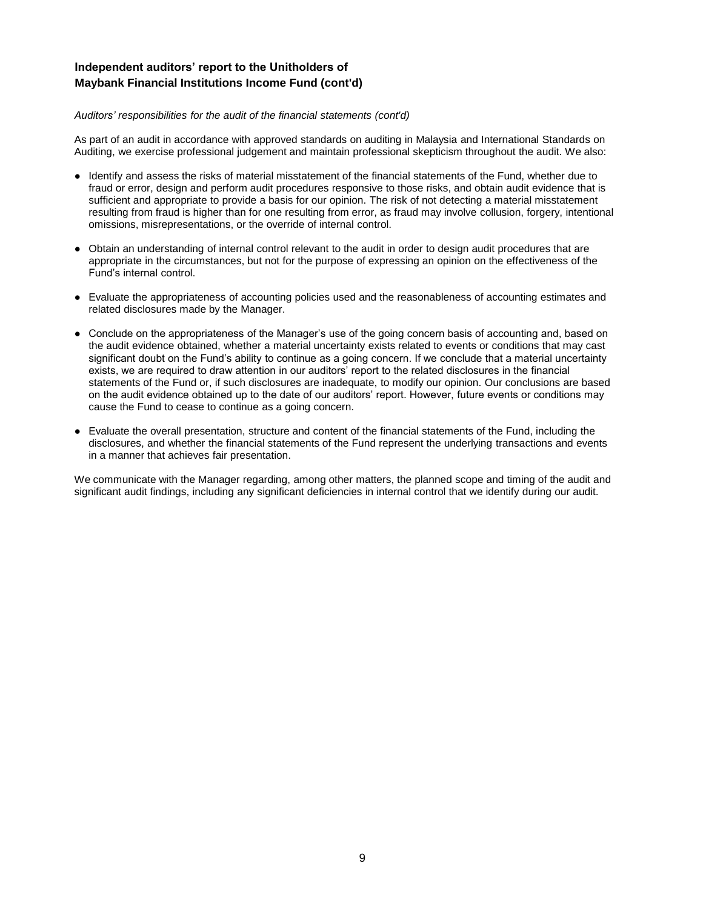**Independent auditors' report to the Unitholders of Maybank Financial Institutions Income Fund (cont'd)**

*Auditors' responsibilities for the audit of the financial statements (cont'd)*

As part of an audit in accordance with approved standards on auditing in Malaysia and International Standards on Auditing, we exercise professional judgement and maintain professional skepticism throughout the audit. We also:

- Identify and assess the risks of material misstatement of the financial statements of the Fund, whether due to fraud or error, design and perform audit procedures responsive to those risks, and obtain audit evidence that is sufficient and appropriate to provide a basis for our opinion. The risk of not detecting a material misstatement resulting from fraud is higher than for one resulting from error, as fraud may involve collusion, forgery, intentional omissions, misrepresentations, or the override of internal control.

- Obtain an understanding of internal control relevant to the audit in order to design audit procedures that are appropriate in the circumstances, but not for the purpose of expressing an opinion on the effectiveness of the Fund's internal control.

- Evaluate the appropriateness of accounting policies used and the reasonableness of accounting estimates and related disclosures made by the Manager.

- Conclude on the appropriateness of the Manager's use of the going concern basis of accounting and, based on the audit evidence obtained, whether a material uncertainty exists related to events or conditions that may cast significant doubt on the Fund's ability to continue as a going concern. If we conclude that a material uncertainty exists, we are required to draw attention in our auditors' report to the related disclosures in the financial statements of the Fund or, if such disclosures are inadequate, to modify our opinion. Our conclusions are based on the audit evidence obtained up to the date of our auditors' report. However, future events or conditions may cause the Fund to cease to continue as a going concern.

- Evaluate the overall presentation, structure and content of the financial statements of the Fund, including the disclosures, and whether the financial statements of the Fund represent the underlying transactions and events in a manner that achieves fair presentation.

We communicate with the Manager regarding, among other matters, the planned scope and timing of the audit and significant audit findings, including any significant deficiencies in internal control that we identify during our audit.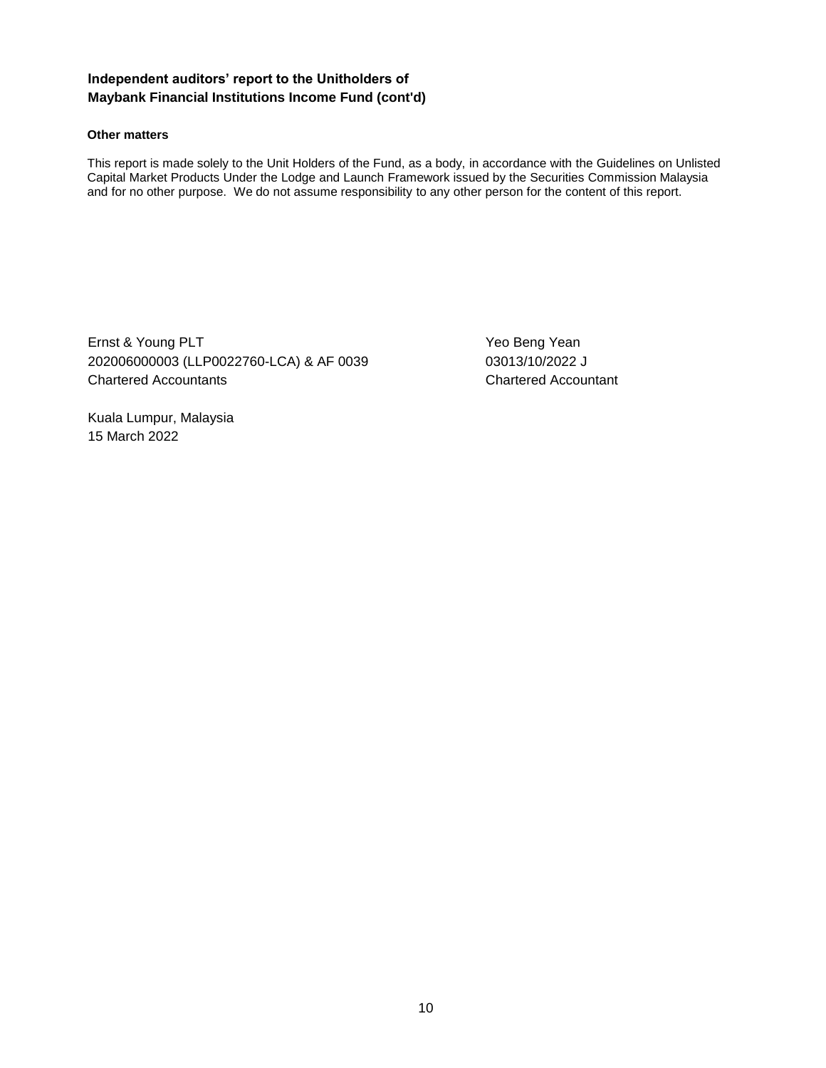**Independent auditors' report to the Unitholders of**
**Maybank Financial Institutions Income Fund (cont'd)**

**Other matters**

This report is made solely to the Unit Holders of the Fund, as a body, in accordance with the Guidelines on Unlisted Capital Market Products Under the Lodge and Launch Framework issued by the Securities Commission Malaysia and for no other purpose. We do not assume responsibility to any other person for the content of this report.

Ernst & Young PLT
202006000003 (LLP0022760-LCA) & AF 0039
Chartered Accountants

Yeo Beng Yean
03013/10/2022 J
Chartered Accountant

Kuala Lumpur, Malaysia
15 March 2022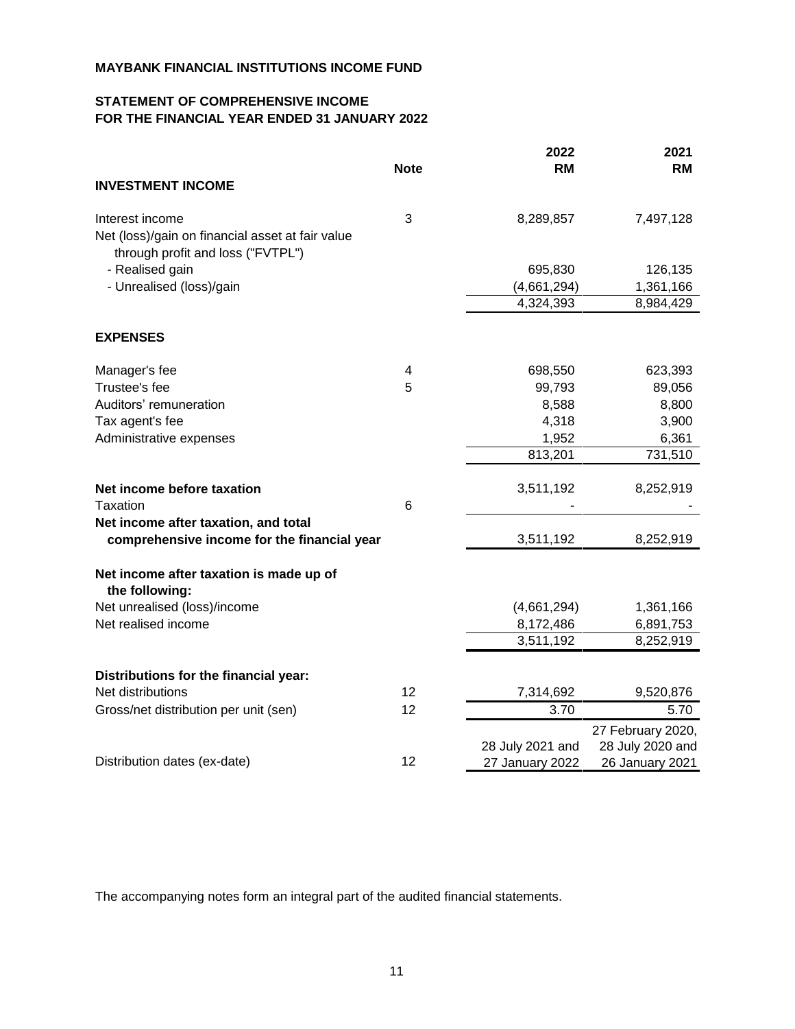**MAYBANK FINANCIAL INSTITUTIONS INCOME FUND**

**STATEMENT OF COMPREHENSIVE INCOME**
**FOR THE FINANCIAL YEAR ENDED 31 JANUARY 2022**

| | Note | 2022 RM | 2021 RM |
|---|---|---|---|
| **INVESTMENT INCOME** | | | |
| Interest income | 3 | 8,289,857 | 7,497,128 |
| Net (loss)/gain on financial asset at fair value through profit and loss ("FVTPL") | | | |
| - Realised gain | | 695,830 | 126,135 |
| - Unrealised (loss)/gain | | (4,661,294) | 1,361,166 |
| | | 4,324,393 | 8,984,429 |
| **EXPENSES** | | | |
| Manager's fee | 4 | 698,550 | 623,393 |
| Trustee's fee | 5 | 99,793 | 89,056 |
| Auditors' remuneration | | 8,588 | 8,800 |
| Tax agent's fee | | 4,318 | 3,900 |
| Administrative expenses | | 1,952 | 6,361 |
| | | 813,201 | 731,510 |
| **Net income before taxation** | | 3,511,192 | 8,252,919 |
| Taxation | 6 | - | - |
| **Net income after taxation, and total comprehensive income for the financial year** | | 3,511,192 | 8,252,919 |
| **Net income after taxation is made up of the following:** | | | |
| Net unrealised (loss)/income | | (4,661,294) | 1,361,166 |
| Net realised income | | 8,172,486 | 6,891,753 |
| | | 3,511,192 | 8,252,919 |
| **Distributions for the financial year:** | | | |
| Net distributions | 12 | 7,314,692 | 9,520,876 |
| Gross/net distribution per unit (sen) | 12 | 3.70 | 5.70 |
| Distribution dates (ex-date) | 12 | 28 July 2021 and 27 January 2022 | 27 February 2020, 28 July 2020 and 26 January 2021 |

The accompanying notes form an integral part of the audited financial statements.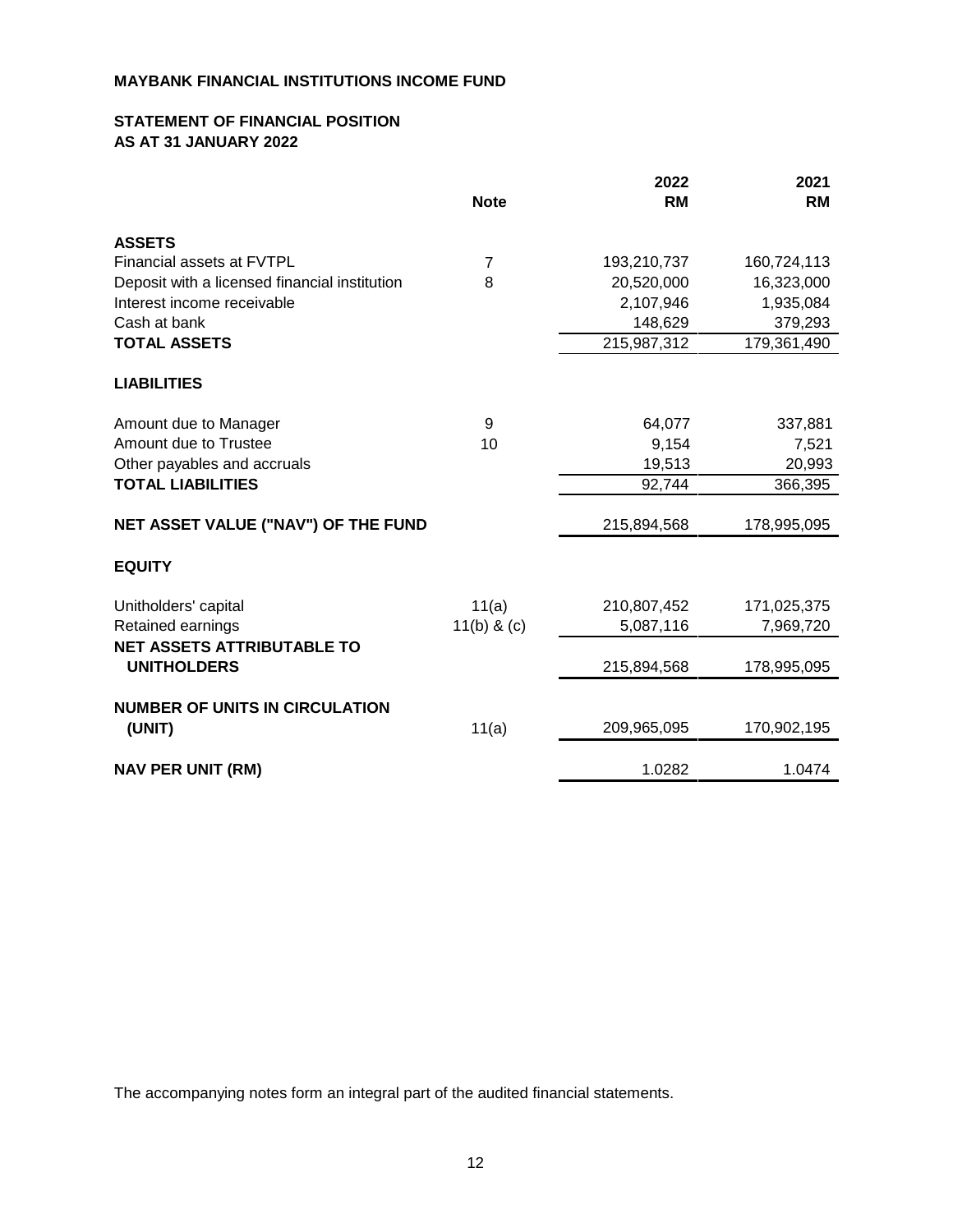**MAYBANK FINANCIAL INSTITUTIONS INCOME FUND**

**STATEMENT OF FINANCIAL POSITION**
**AS AT 31 JANUARY 2022**

| | Note | 2022 RM | 2021 RM |
|---|---|---|---|
| **ASSETS** | | | |
| Financial assets at FVTPL | 7 | 193,210,737 | 160,724,113 |
| Deposit with a licensed financial institution | 8 | 20,520,000 | 16,323,000 |
| Interest income receivable | | 2,107,946 | 1,935,084 |
| Cash at bank | | 148,629 | 379,293 |
| **TOTAL ASSETS** | | 215,987,312 | 179,361,490 |
| **LIABILITIES** | | | |
| Amount due to Manager | 9 | 64,077 | 337,881 |
| Amount due to Trustee | 10 | 9,154 | 7,521 |
| Other payables and accruals | | 19,513 | 20,993 |
| **TOTAL LIABILITIES** | | 92,744 | 366,395 |
| **NET ASSET VALUE ("NAV") OF THE FUND** | | 215,894,568 | 178,995,095 |
| **EQUITY** | | | |
| Unitholders' capital | 11(a) | 210,807,452 | 171,025,375 |
| Retained earnings | 11(b) & (c) | 5,087,116 | 7,969,720 |
| **NET ASSETS ATTRIBUTABLE TO UNITHOLDERS** | | 215,894,568 | 178,995,095 |
| **NUMBER OF UNITS IN CIRCULATION (UNIT)** | 11(a) | 209,965,095 | 170,902,195 |
| **NAV PER UNIT (RM)** | | 1.0282 | 1.0474 |

The accompanying notes form an integral part of the audited financial statements.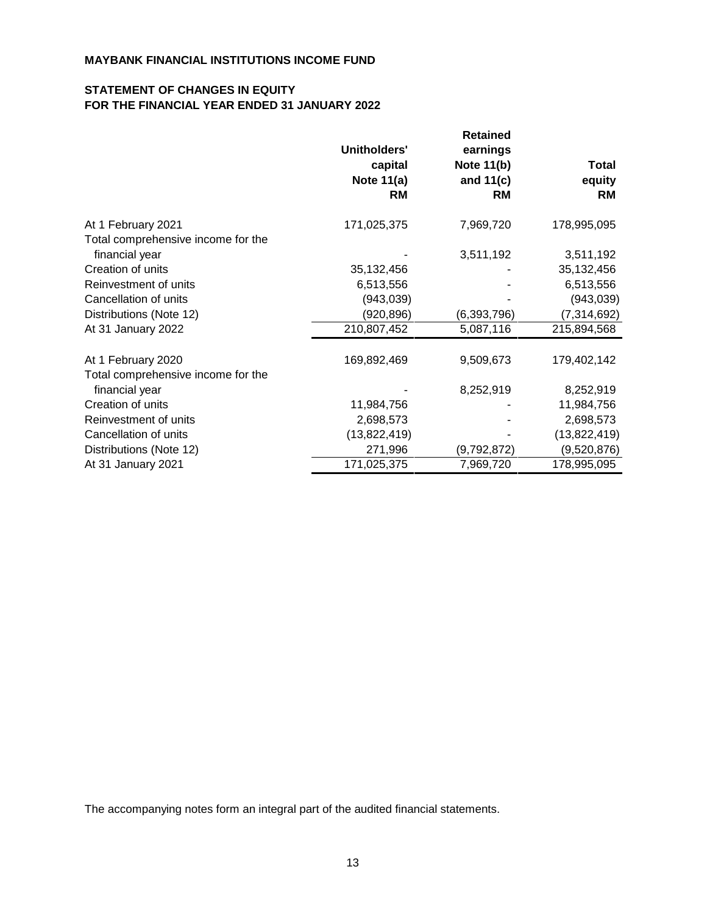**MAYBANK FINANCIAL INSTITUTIONS INCOME FUND**

**STATEMENT OF CHANGES IN EQUITY**
**FOR THE FINANCIAL YEAR ENDED 31 JANUARY 2022**

| | Unitholders' capital Note 11(a) RM | Retained earnings Note 11(b) and 11(c) RM | Total equity RM |
|---|---:|---:|---:|
| At 1 February 2021 | 171,025,375 | 7,969,720 | 178,995,095 |
| Total comprehensive income for the financial year | - | 3,511,192 | 3,511,192 |
| Creation of units | 35,132,456 | - | 35,132,456 |
| Reinvestment of units | 6,513,556 | - | 6,513,556 |
| Cancellation of units | (943,039) | - | (943,039) |
| Distributions (Note 12) | (920,896) | (6,393,796) | (7,314,692) |
| At 31 January 2022 | 210,807,452 | 5,087,116 | 215,894,568 |
| | | | |
| At 1 February 2020 | 169,892,469 | 9,509,673 | 179,402,142 |
| Total comprehensive income for the financial year | - | 8,252,919 | 8,252,919 |
| Creation of units | 11,984,756 | - | 11,984,756 |
| Reinvestment of units | 2,698,573 | - | 2,698,573 |
| Cancellation of units | (13,822,419) | - | (13,822,419) |
| Distributions (Note 12) | 271,996 | (9,792,872) | (9,520,876) |
| At 31 January 2021 | 171,025,375 | 7,969,720 | 178,995,095 |

The accompanying notes form an integral part of the audited financial statements.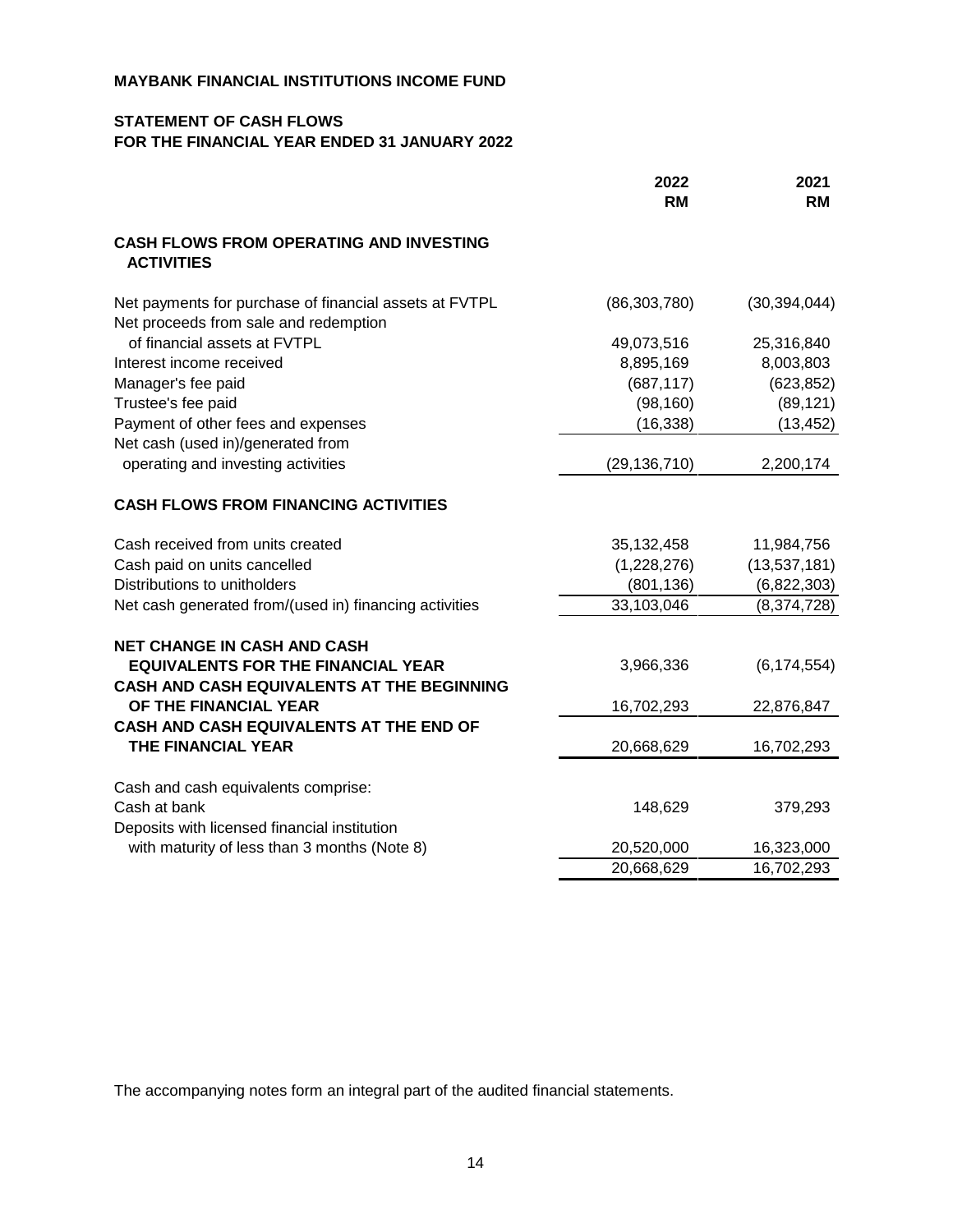**MAYBANK FINANCIAL INSTITUTIONS INCOME FUND**

**STATEMENT OF CASH FLOWS**
**FOR THE FINANCIAL YEAR ENDED 31 JANUARY 2022**

| | 2022 RM | 2021 RM |
|---|---|---|
| **CASH FLOWS FROM OPERATING AND INVESTING ACTIVITIES** | | |
| Net payments for purchase of financial assets at FVTPL | (86,303,780) | (30,394,044) |
| Net proceeds from sale and redemption of financial assets at FVTPL | 49,073,516 | 25,316,840 |
| Interest income received | 8,895,169 | 8,003,803 |
| Manager's fee paid | (687,117) | (623,852) |
| Trustee's fee paid | (98,160) | (89,121) |
| Payment of other fees and expenses | (16,338) | (13,452) |
| Net cash (used in)/generated from operating and investing activities | (29,136,710) | 2,200,174 |
| **CASH FLOWS FROM FINANCING ACTIVITIES** | | |
| Cash received from units created | 35,132,458 | 11,984,756 |
| Cash paid on units cancelled | (1,228,276) | (13,537,181) |
| Distributions to unitholders | (801,136) | (6,822,303) |
| Net cash generated from/(used in) financing activities | 33,103,046 | (8,374,728) |
| **NET CHANGE IN CASH AND CASH EQUIVALENTS FOR THE FINANCIAL YEAR** | 3,966,336 | (6,174,554) |
| **CASH AND CASH EQUIVALENTS AT THE BEGINNING OF THE FINANCIAL YEAR** | 16,702,293 | 22,876,847 |
| **CASH AND CASH EQUIVALENTS AT THE END OF THE FINANCIAL YEAR** | 20,668,629 | 16,702,293 |
| Cash and cash equivalents comprise: | | |
| Cash at bank | 148,629 | 379,293 |
| Deposits with licensed financial institution with maturity of less than 3 months (Note 8) | 20,520,000 | 16,323,000 |
| | 20,668,629 | 16,702,293 |

The accompanying notes form an integral part of the audited financial statements.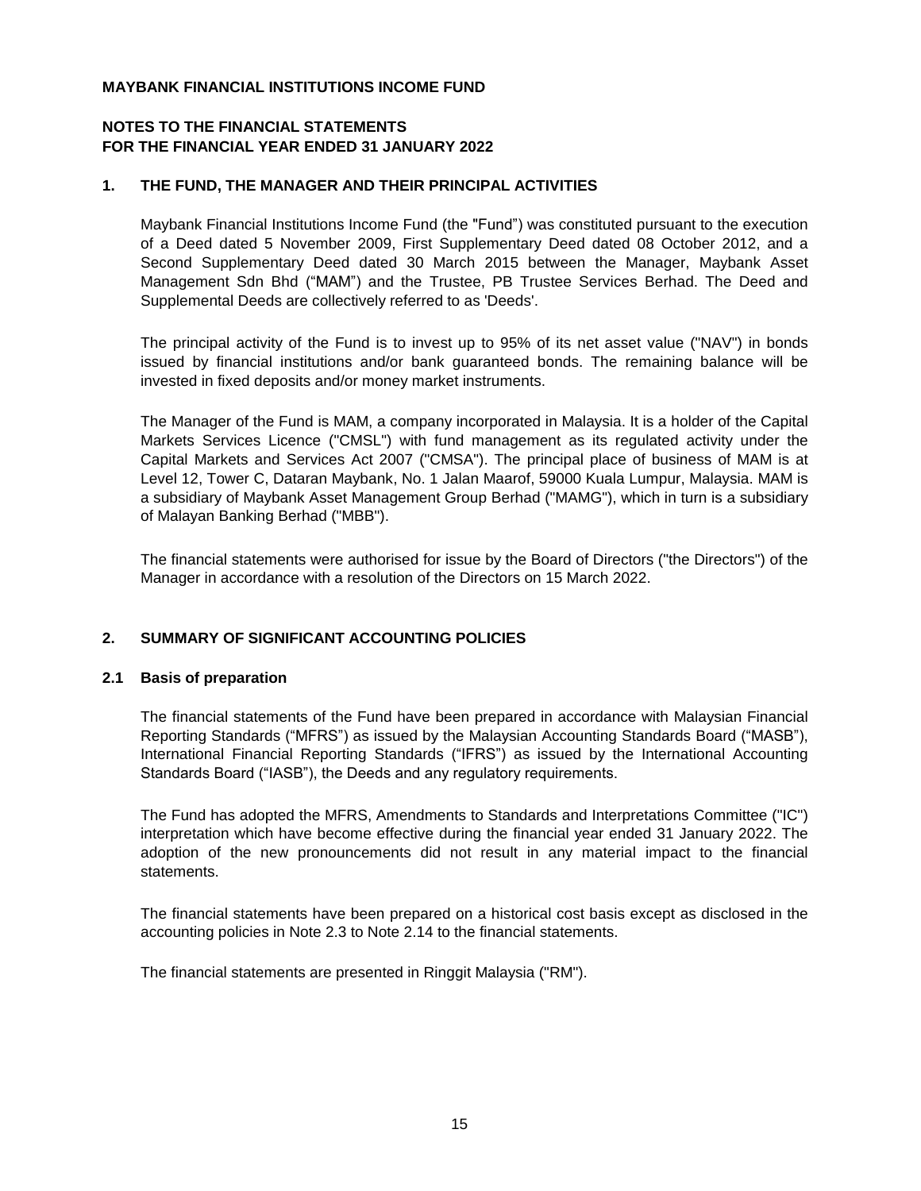**MAYBANK FINANCIAL INSTITUTIONS INCOME FUND**

**NOTES TO THE FINANCIAL STATEMENTS**
**FOR THE FINANCIAL YEAR ENDED 31 JANUARY 2022**

## 1. THE FUND, THE MANAGER AND THEIR PRINCIPAL ACTIVITIES

Maybank Financial Institutions Income Fund (the "Fund") was constituted pursuant to the execution of a Deed dated 5 November 2009, First Supplementary Deed dated 08 October 2012, and a Second Supplementary Deed dated 30 March 2015 between the Manager, Maybank Asset Management Sdn Bhd ("MAM") and the Trustee, PB Trustee Services Berhad. The Deed and Supplemental Deeds are collectively referred to as 'Deeds'.

The principal activity of the Fund is to invest up to 95% of its net asset value ("NAV") in bonds issued by financial institutions and/or bank guaranteed bonds. The remaining balance will be invested in fixed deposits and/or money market instruments.

The Manager of the Fund is MAM, a company incorporated in Malaysia. It is a holder of the Capital Markets Services Licence ("CMSL") with fund management as its regulated activity under the Capital Markets and Services Act 2007 ("CMSA"). The principal place of business of MAM is at Level 12, Tower C, Dataran Maybank, No. 1 Jalan Maarof, 59000 Kuala Lumpur, Malaysia. MAM is a subsidiary of Maybank Asset Management Group Berhad ("MAMG"), which in turn is a subsidiary of Malayan Banking Berhad ("MBB").

The financial statements were authorised for issue by the Board of Directors ("the Directors") of the Manager in accordance with a resolution of the Directors on 15 March 2022.

## 2. SUMMARY OF SIGNIFICANT ACCOUNTING POLICIES

### 2.1 Basis of preparation

The financial statements of the Fund have been prepared in accordance with Malaysian Financial Reporting Standards ("MFRS") as issued by the Malaysian Accounting Standards Board ("MASB"), International Financial Reporting Standards ("IFRS") as issued by the International Accounting Standards Board ("IASB"), the Deeds and any regulatory requirements.

The Fund has adopted the MFRS, Amendments to Standards and Interpretations Committee ("IC") interpretation which have become effective during the financial year ended 31 January 2022. The adoption of the new pronouncements did not result in any material impact to the financial statements.

The financial statements have been prepared on a historical cost basis except as disclosed in the accounting policies in Note 2.3 to Note 2.14 to the financial statements.

The financial statements are presented in Ringgit Malaysia ("RM").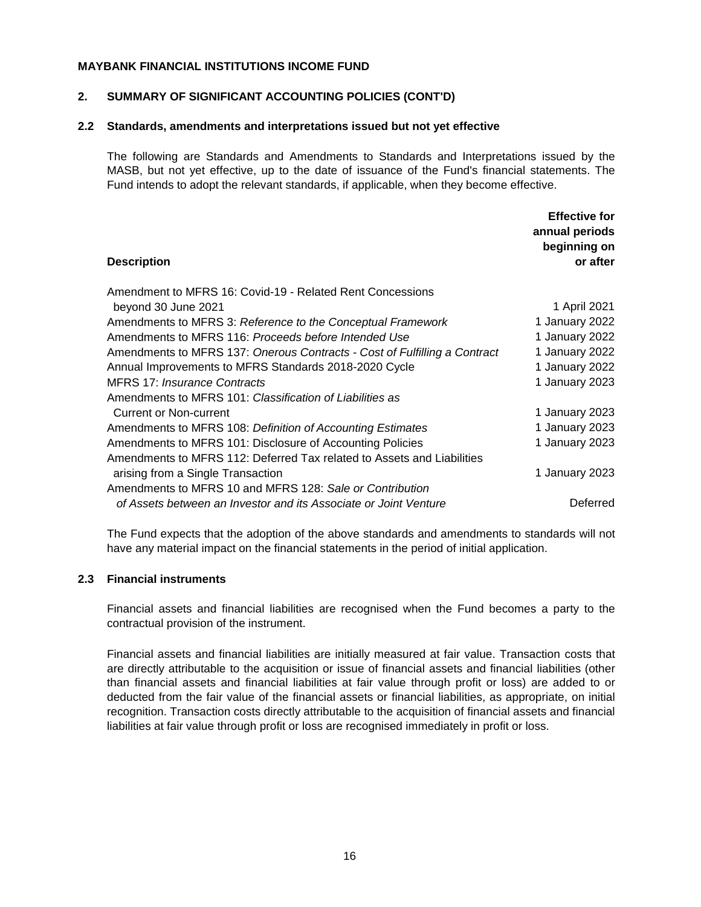**MAYBANK FINANCIAL INSTITUTIONS INCOME FUND**

## 2. SUMMARY OF SIGNIFICANT ACCOUNTING POLICIES (CONT'D)

### 2.2 Standards, amendments and interpretations issued but not yet effective

The following are Standards and Amendments to Standards and Interpretations issued by the MASB, but not yet effective, up to the date of issuance of the Fund's financial statements. The Fund intends to adopt the relevant standards, if applicable, when they become effective.

| **Description** | **Effective for annual periods beginning on or after** |
|---|---|
| Amendment to MFRS 16: Covid-19 - Related Rent Concessions beyond 30 June 2021 | 1 April 2021 |
| Amendments to MFRS 3: *Reference to the Conceptual Framework* | 1 January 2022 |
| Amendments to MFRS 116: *Proceeds before Intended Use* | 1 January 2022 |
| Amendments to MFRS 137: *Onerous Contracts - Cost of Fulfilling a Contract* | 1 January 2022 |
| Annual Improvements to MFRS Standards 2018-2020 Cycle | 1 January 2022 |
| MFRS 17: *Insurance Contracts* | 1 January 2023 |
| Amendments to MFRS 101: *Classification of Liabilities as Current or Non-current* | 1 January 2023 |
| Amendments to MFRS 108: *Definition of Accounting Estimates* | 1 January 2023 |
| Amendments to MFRS 101: Disclosure of Accounting Policies | 1 January 2023 |
| Amendments to MFRS 112: Deferred Tax related to Assets and Liabilities arising from a Single Transaction | 1 January 2023 |
| Amendments to MFRS 10 and MFRS 128: *Sale or Contribution of Assets between an Investor and its Associate or Joint Venture* | Deferred |

The Fund expects that the adoption of the above standards and amendments to standards will not have any material impact on the financial statements in the period of initial application.

### 2.3 Financial instruments

Financial assets and financial liabilities are recognised when the Fund becomes a party to the contractual provision of the instrument.

Financial assets and financial liabilities are initially measured at fair value. Transaction costs that are directly attributable to the acquisition or issue of financial assets and financial liabilities (other than financial assets and financial liabilities at fair value through profit or loss) are added to or deducted from the fair value of the financial assets or financial liabilities, as appropriate, on initial recognition. Transaction costs directly attributable to the acquisition of financial assets and financial liabilities at fair value through profit or loss are recognised immediately in profit or loss.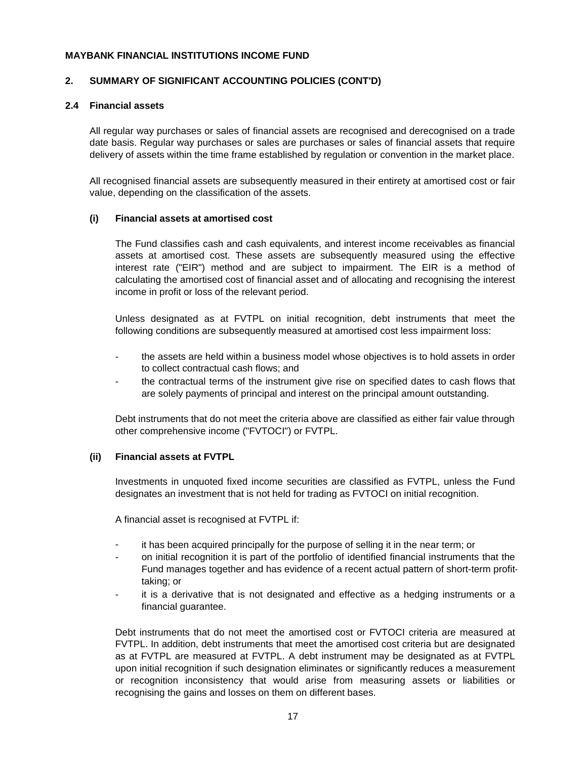**MAYBANK FINANCIAL INSTITUTIONS INCOME FUND**

## 2. SUMMARY OF SIGNIFICANT ACCOUNTING POLICIES (CONT'D)

### 2.4 Financial assets

All regular way purchases or sales of financial assets are recognised and derecognised on a trade date basis. Regular way purchases or sales are purchases or sales of financial assets that require delivery of assets within the time frame established by regulation or convention in the market place.

All recognised financial assets are subsequently measured in their entirety at amortised cost or fair value, depending on the classification of the assets.

#### (i) Financial assets at amortised cost

The Fund classifies cash and cash equivalents, and interest income receivables as financial assets at amortised cost. These assets are subsequently measured using the effective interest rate ("EIR") method and are subject to impairment. The EIR is a method of calculating the amortised cost of financial asset and of allocating and recognising the interest income in profit or loss of the relevant period.

Unless designated as at FVTPL on initial recognition, debt instruments that meet the following conditions are subsequently measured at amortised cost less impairment loss:

- the assets are held within a business model whose objectives is to hold assets in order to collect contractual cash flows; and
- the contractual terms of the instrument give rise on specified dates to cash flows that are solely payments of principal and interest on the principal amount outstanding.

Debt instruments that do not meet the criteria above are classified as either fair value through other comprehensive income ("FVTOCI") or FVTPL.

#### (ii) Financial assets at FVTPL

Investments in unquoted fixed income securities are classified as FVTPL, unless the Fund designates an investment that is not held for trading as FVTOCI on initial recognition.

A financial asset is recognised at FVTPL if:

- it has been acquired principally for the purpose of selling it in the near term; or
- on initial recognition it is part of the portfolio of identified financial instruments that the Fund manages together and has evidence of a recent actual pattern of short-term profit-taking; or
- it is a derivative that is not designated and effective as a hedging instruments or a financial guarantee.

Debt instruments that do not meet the amortised cost or FVTOCI criteria are measured at FVTPL. In addition, debt instruments that meet the amortised cost criteria but are designated as at FVTPL are measured at FVTPL. A debt instrument may be designated as at FVTPL upon initial recognition if such designation eliminates or significantly reduces a measurement or recognition inconsistency that would arise from measuring assets or liabilities or recognising the gains and losses on them on different bases.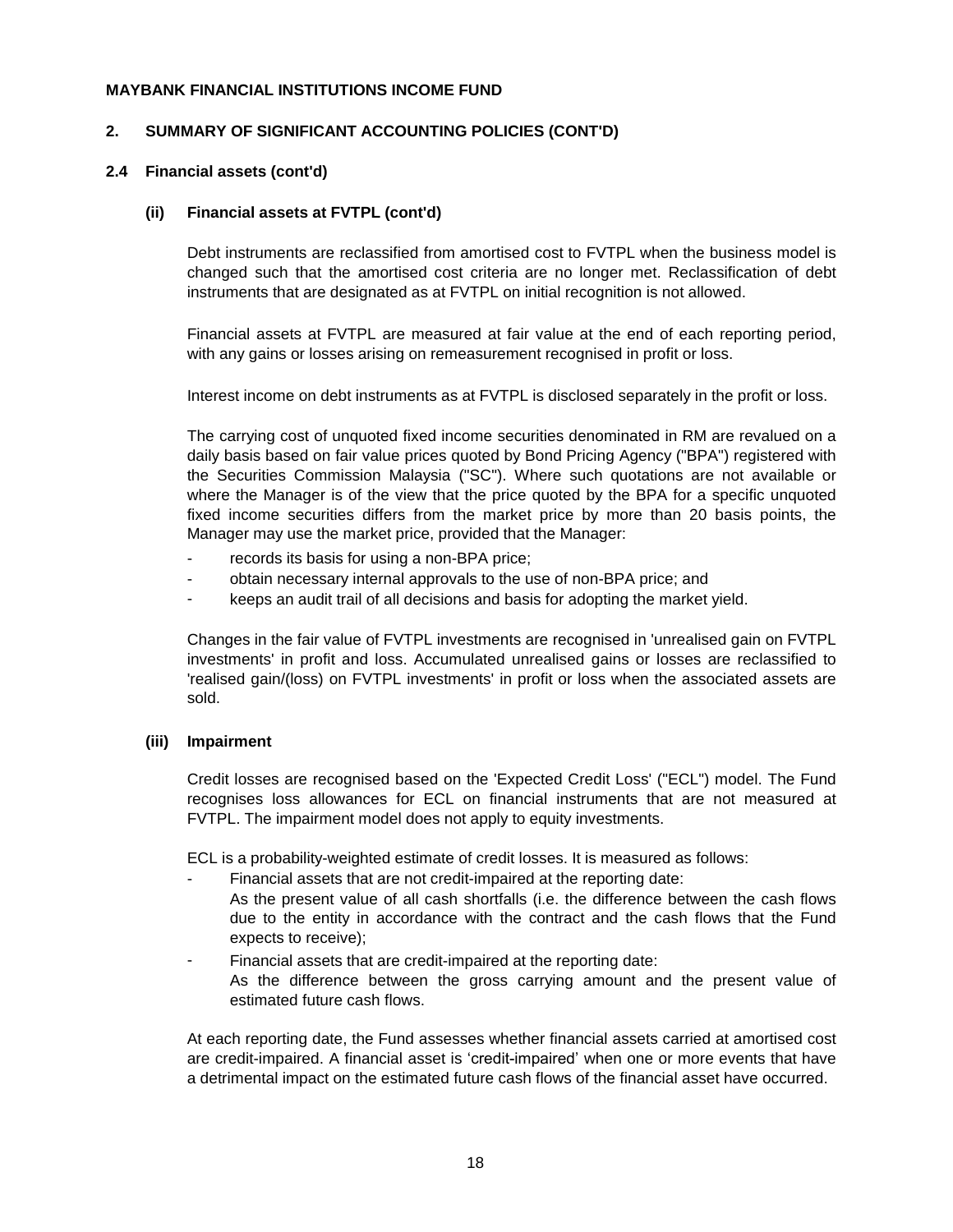**MAYBANK FINANCIAL INSTITUTIONS INCOME FUND**

## 2. SUMMARY OF SIGNIFICANT ACCOUNTING POLICIES (CONT'D)

### 2.4 Financial assets (cont'd)

#### (ii) Financial assets at FVTPL (cont'd)

Debt instruments are reclassified from amortised cost to FVTPL when the business model is changed such that the amortised cost criteria are no longer met. Reclassification of debt instruments that are designated as at FVTPL on initial recognition is not allowed.

Financial assets at FVTPL are measured at fair value at the end of each reporting period, with any gains or losses arising on remeasurement recognised in profit or loss.

Interest income on debt instruments as at FVTPL is disclosed separately in the profit or loss.

The carrying cost of unquoted fixed income securities denominated in RM are revalued on a daily basis based on fair value prices quoted by Bond Pricing Agency ("BPA") registered with the Securities Commission Malaysia ("SC"). Where such quotations are not available or where the Manager is of the view that the price quoted by the BPA for a specific unquoted fixed income securities differs from the market price by more than 20 basis points, the Manager may use the market price, provided that the Manager:

- records its basis for using a non-BPA price;
- obtain necessary internal approvals to the use of non-BPA price; and
- keeps an audit trail of all decisions and basis for adopting the market yield.

Changes in the fair value of FVTPL investments are recognised in 'unrealised gain on FVTPL investments' in profit and loss. Accumulated unrealised gains or losses are reclassified to 'realised gain/(loss) on FVTPL investments' in profit or loss when the associated assets are sold.

#### (iii) Impairment

Credit losses are recognised based on the 'Expected Credit Loss' ("ECL") model. The Fund recognises loss allowances for ECL on financial instruments that are not measured at FVTPL. The impairment model does not apply to equity investments.

ECL is a probability-weighted estimate of credit losses. It is measured as follows:

- Financial assets that are not credit-impaired at the reporting date:
  As the present value of all cash shortfalls (i.e. the difference between the cash flows due to the entity in accordance with the contract and the cash flows that the Fund expects to receive);
- Financial assets that are credit-impaired at the reporting date:
  As the difference between the gross carrying amount and the present value of estimated future cash flows.

At each reporting date, the Fund assesses whether financial assets carried at amortised cost are credit-impaired. A financial asset is 'credit-impaired' when one or more events that have a detrimental impact on the estimated future cash flows of the financial asset have occurred.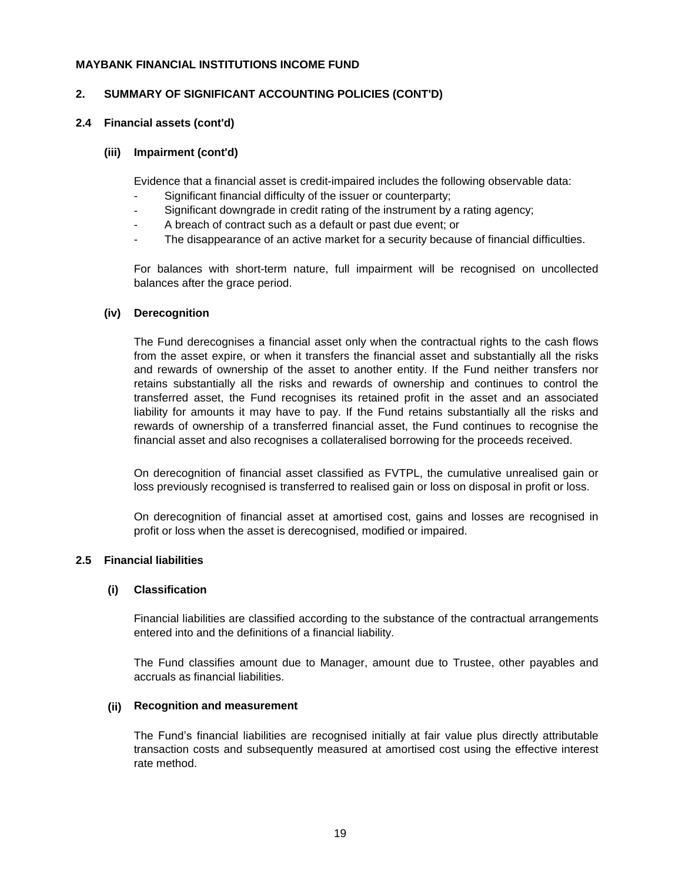**MAYBANK FINANCIAL INSTITUTIONS INCOME FUND**

## 2. SUMMARY OF SIGNIFICANT ACCOUNTING POLICIES (CONT'D)

### 2.4 Financial assets (cont'd)

#### (iii) Impairment (cont'd)

Evidence that a financial asset is credit-impaired includes the following observable data:

- Significant financial difficulty of the issuer or counterparty;
- Significant downgrade in credit rating of the instrument by a rating agency;
- A breach of contract such as a default or past due event; or
- The disappearance of an active market for a security because of financial difficulties.

For balances with short-term nature, full impairment will be recognised on uncollected balances after the grace period.

#### (iv) Derecognition

The Fund derecognises a financial asset only when the contractual rights to the cash flows from the asset expire, or when it transfers the financial asset and substantially all the risks and rewards of ownership of the asset to another entity. If the Fund neither transfers nor retains substantially all the risks and rewards of ownership and continues to control the transferred asset, the Fund recognises its retained profit in the asset and an associated liability for amounts it may have to pay. If the Fund retains substantially all the risks and rewards of ownership of a transferred financial asset, the Fund continues to recognise the financial asset and also recognises a collateralised borrowing for the proceeds received.

On derecognition of financial asset classified as FVTPL, the cumulative unrealised gain or loss previously recognised is transferred to realised gain or loss on disposal in profit or loss.

On derecognition of financial asset at amortised cost, gains and losses are recognised in profit or loss when the asset is derecognised, modified or impaired.

### 2.5 Financial liabilities

#### (i) Classification

Financial liabilities are classified according to the substance of the contractual arrangements entered into and the definitions of a financial liability.

The Fund classifies amount due to Manager, amount due to Trustee, other payables and accruals as financial liabilities.

#### (ii) Recognition and measurement

The Fund's financial liabilities are recognised initially at fair value plus directly attributable transaction costs and subsequently measured at amortised cost using the effective interest rate method.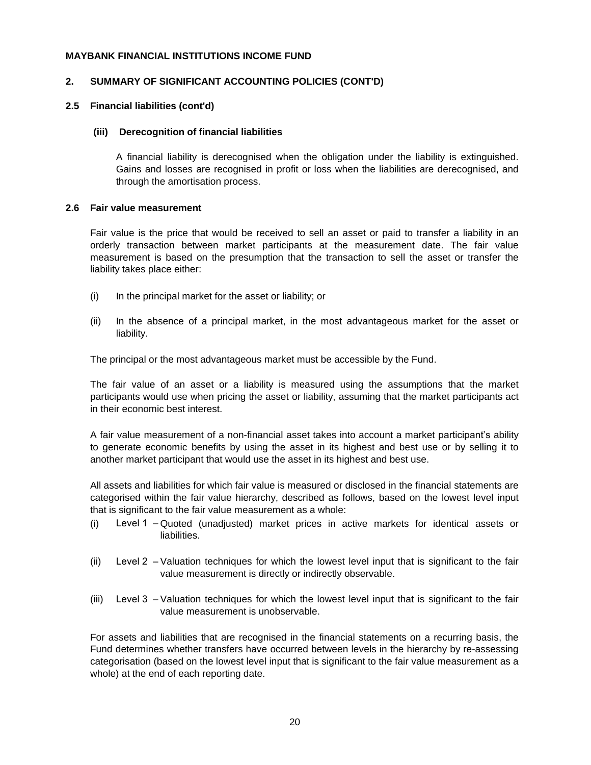**MAYBANK FINANCIAL INSTITUTIONS INCOME FUND**

## 2. SUMMARY OF SIGNIFICANT ACCOUNTING POLICIES (CONT'D)

### 2.5 Financial liabilities (cont'd)

#### (iii) Derecognition of financial liabilities

A financial liability is derecognised when the obligation under the liability is extinguished. Gains and losses are recognised in profit or loss when the liabilities are derecognised, and through the amortisation process.

### 2.6 Fair value measurement

Fair value is the price that would be received to sell an asset or paid to transfer a liability in an orderly transaction between market participants at the measurement date. The fair value measurement is based on the presumption that the transaction to sell the asset or transfer the liability takes place either:

(i) In the principal market for the asset or liability; or

(ii) In the absence of a principal market, in the most advantageous market for the asset or liability.

The principal or the most advantageous market must be accessible by the Fund.

The fair value of an asset or a liability is measured using the assumptions that the market participants would use when pricing the asset or liability, assuming that the market participants act in their economic best interest.

A fair value measurement of a non-financial asset takes into account a market participant's ability to generate economic benefits by using the asset in its highest and best use or by selling it to another market participant that would use the asset in its highest and best use.

All assets and liabilities for which fair value is measured or disclosed in the financial statements are categorised within the fair value hierarchy, described as follows, based on the lowest level input that is significant to the fair value measurement as a whole:

(i) Level 1 – Quoted (unadjusted) market prices in active markets for identical assets or liabilities.

(ii) Level 2 – Valuation techniques for which the lowest level input that is significant to the fair value measurement is directly or indirectly observable.

(iii) Level 3 – Valuation techniques for which the lowest level input that is significant to the fair value measurement is unobservable.

For assets and liabilities that are recognised in the financial statements on a recurring basis, the Fund determines whether transfers have occurred between levels in the hierarchy by re-assessing categorisation (based on the lowest level input that is significant to the fair value measurement as a whole) at the end of each reporting date.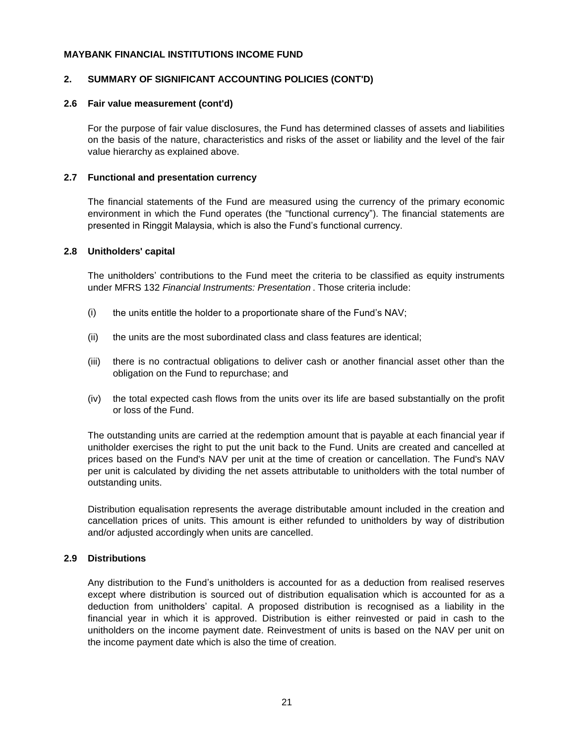**MAYBANK FINANCIAL INSTITUTIONS INCOME FUND**

## 2. SUMMARY OF SIGNIFICANT ACCOUNTING POLICIES (CONT'D)

### 2.6 Fair value measurement (cont'd)

For the purpose of fair value disclosures, the Fund has determined classes of assets and liabilities on the basis of the nature, characteristics and risks of the asset or liability and the level of the fair value hierarchy as explained above.

### 2.7 Functional and presentation currency

The financial statements of the Fund are measured using the currency of the primary economic environment in which the Fund operates (the "functional currency"). The financial statements are presented in Ringgit Malaysia, which is also the Fund's functional currency.

### 2.8 Unitholders' capital

The unitholders' contributions to the Fund meet the criteria to be classified as equity instruments under MFRS 132 *Financial Instruments: Presentation* . Those criteria include:

(i) the units entitle the holder to a proportionate share of the Fund's NAV;

(ii) the units are the most subordinated class and class features are identical;

(iii) there is no contractual obligations to deliver cash or another financial asset other than the obligation on the Fund to repurchase; and

(iv) the total expected cash flows from the units over its life are based substantially on the profit or loss of the Fund.

The outstanding units are carried at the redemption amount that is payable at each financial year if unitholder exercises the right to put the unit back to the Fund. Units are created and cancelled at prices based on the Fund's NAV per unit at the time of creation or cancellation. The Fund's NAV per unit is calculated by dividing the net assets attributable to unitholders with the total number of outstanding units.

Distribution equalisation represents the average distributable amount included in the creation and cancellation prices of units. This amount is either refunded to unitholders by way of distribution and/or adjusted accordingly when units are cancelled.

### 2.9 Distributions

Any distribution to the Fund's unitholders is accounted for as a deduction from realised reserves except where distribution is sourced out of distribution equalisation which is accounted for as a deduction from unitholders' capital. A proposed distribution is recognised as a liability in the financial year in which it is approved. Distribution is either reinvested or paid in cash to the unitholders on the income payment date. Reinvestment of units is based on the NAV per unit on the income payment date which is also the time of creation.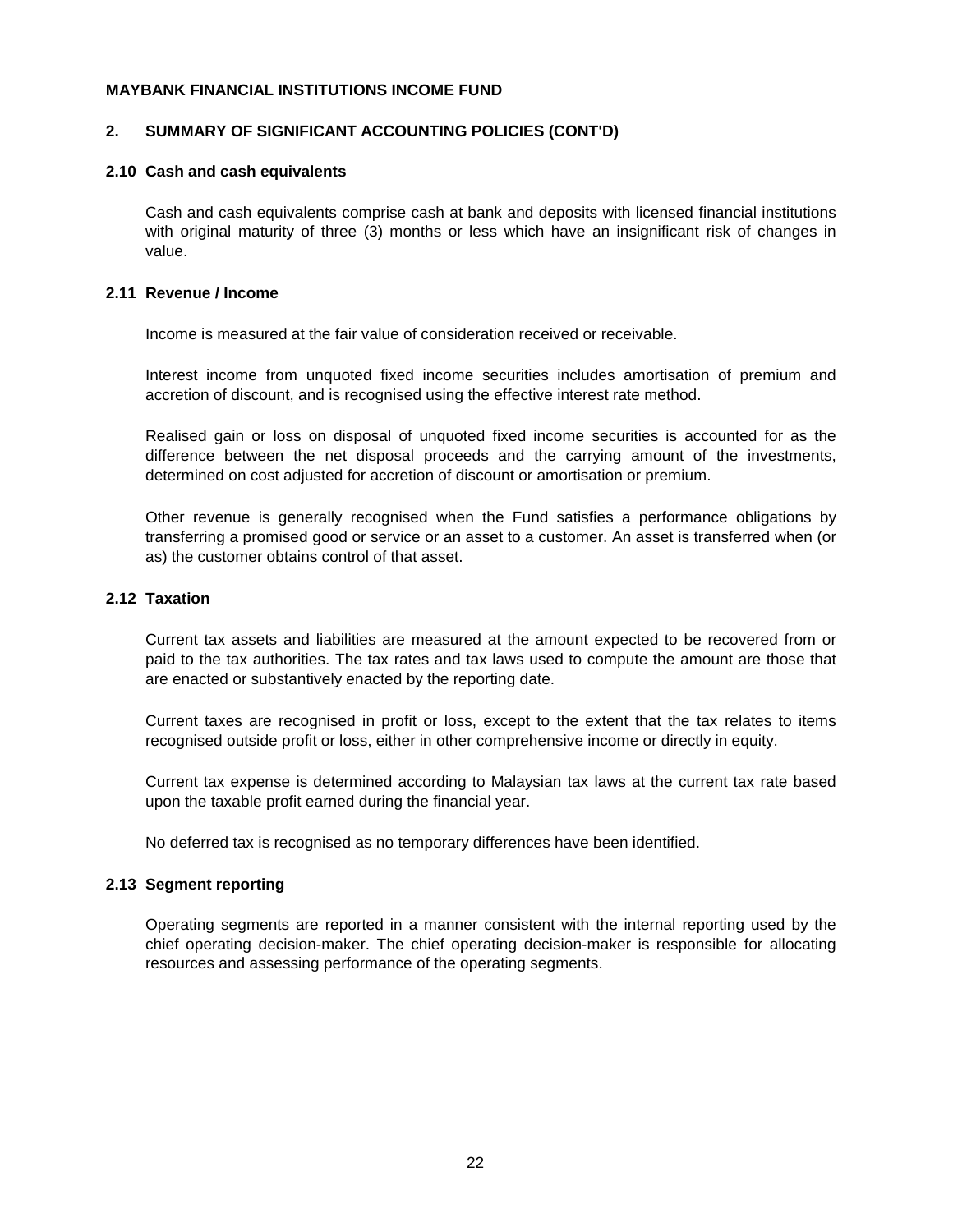**MAYBANK FINANCIAL INSTITUTIONS INCOME FUND**

## 2. SUMMARY OF SIGNIFICANT ACCOUNTING POLICIES (CONT'D)

### 2.10 Cash and cash equivalents

Cash and cash equivalents comprise cash at bank and deposits with licensed financial institutions with original maturity of three (3) months or less which have an insignificant risk of changes in value.

### 2.11 Revenue / Income

Income is measured at the fair value of consideration received or receivable.

Interest income from unquoted fixed income securities includes amortisation of premium and accretion of discount, and is recognised using the effective interest rate method.

Realised gain or loss on disposal of unquoted fixed income securities is accounted for as the difference between the net disposal proceeds and the carrying amount of the investments, determined on cost adjusted for accretion of discount or amortisation or premium.

Other revenue is generally recognised when the Fund satisfies a performance obligations by transferring a promised good or service or an asset to a customer. An asset is transferred when (or as) the customer obtains control of that asset.

### 2.12 Taxation

Current tax assets and liabilities are measured at the amount expected to be recovered from or paid to the tax authorities. The tax rates and tax laws used to compute the amount are those that are enacted or substantively enacted by the reporting date.

Current taxes are recognised in profit or loss, except to the extent that the tax relates to items recognised outside profit or loss, either in other comprehensive income or directly in equity.

Current tax expense is determined according to Malaysian tax laws at the current tax rate based upon the taxable profit earned during the financial year.

No deferred tax is recognised as no temporary differences have been identified.

### 2.13 Segment reporting

Operating segments are reported in a manner consistent with the internal reporting used by the chief operating decision-maker. The chief operating decision-maker is responsible for allocating resources and assessing performance of the operating segments.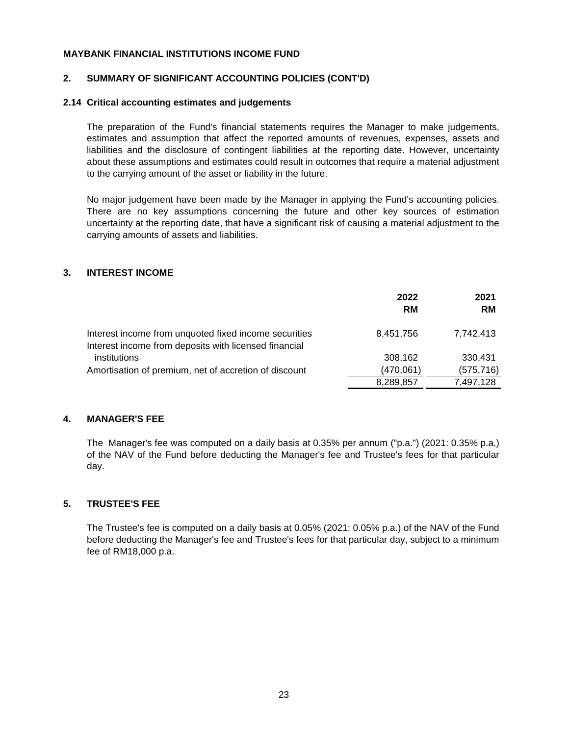MAYBANK FINANCIAL INSTITUTIONS INCOME FUND

## 2. SUMMARY OF SIGNIFICANT ACCOUNTING POLICIES (CONT'D)

### 2.14 Critical accounting estimates and judgements

The preparation of the Fund's financial statements requires the Manager to make judgements, estimates and assumption that affect the reported amounts of revenues, expenses, assets and liabilities and the disclosure of contingent liabilities at the reporting date. However, uncertainty about these assumptions and estimates could result in outcomes that require a material adjustment to the carrying amount of the asset or liability in the future.

No major judgement have been made by the Manager in applying the Fund's accounting policies. There are no key assumptions concerning the future and other key sources of estimation uncertainty at the reporting date, that have a significant risk of causing a material adjustment to the carrying amounts of assets and liabilities.

## 3. INTEREST INCOME

| | 2022<br>RM | 2021<br>RM |
|---|---|---|
| Interest income from unquoted fixed income securities | 8,451,756 | 7,742,413 |
| Interest income from deposits with licensed financial institutions | 308,162 | 330,431 |
| Amortisation of premium, net of accretion of discount | (470,061) | (575,716) |
| | 8,289,857 | 7,497,128 |

## 4. MANAGER'S FEE

The Manager's fee was computed on a daily basis at 0.35% per annum ("p.a.") (2021: 0.35% p.a.) of the NAV of the Fund before deducting the Manager's fee and Trustee's fees for that particular day.

## 5. TRUSTEE'S FEE

The Trustee's fee is computed on a daily basis at 0.05% (2021: 0.05% p.a.) of the NAV of the Fund before deducting the Manager's fee and Trustee's fees for that particular day, subject to a minimum fee of RM18,000 p.a.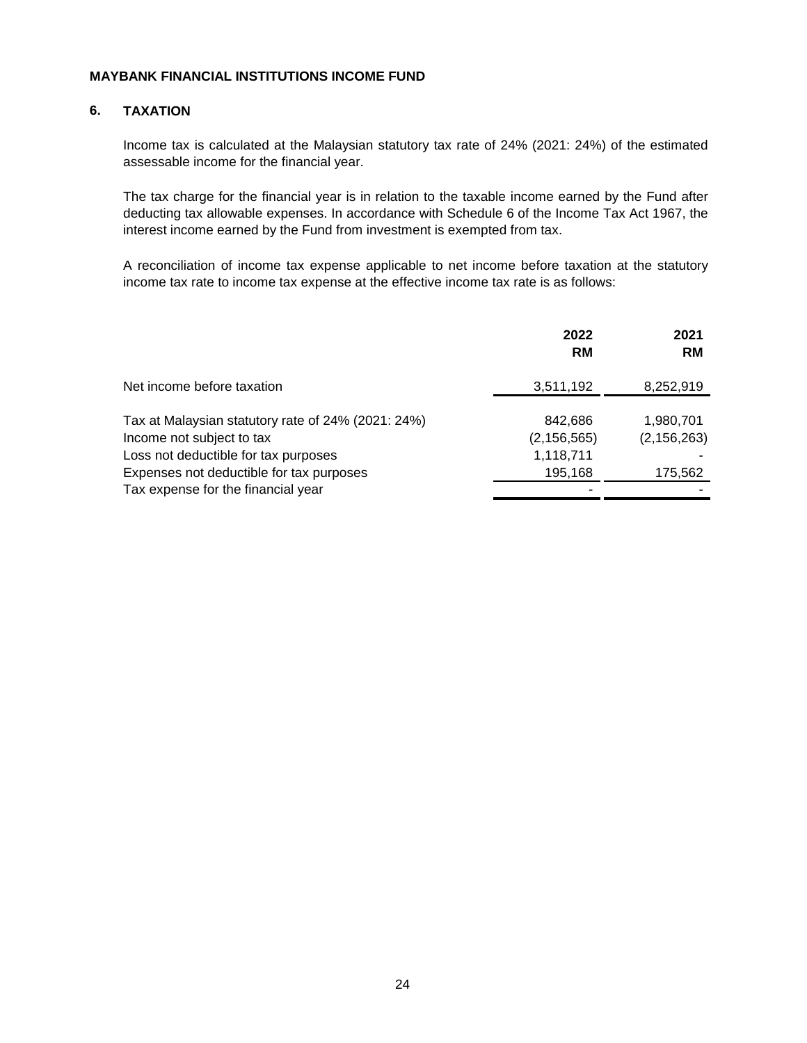**MAYBANK FINANCIAL INSTITUTIONS INCOME FUND**

## 6. TAXATION

Income tax is calculated at the Malaysian statutory tax rate of 24% (2021: 24%) of the estimated assessable income for the financial year.

The tax charge for the financial year is in relation to the taxable income earned by the Fund after deducting tax allowable expenses. In accordance with Schedule 6 of the Income Tax Act 1967, the interest income earned by the Fund from investment is exempted from tax.

A reconciliation of income tax expense applicable to net income before taxation at the statutory income tax rate to income tax expense at the effective income tax rate is as follows:

| | 2022<br>RM | 2021<br>RM |
|---|---|---|
| Net income before taxation | 3,511,192 | 8,252,919 |
| Tax at Malaysian statutory rate of 24% (2021: 24%) | 842,686 | 1,980,701 |
| Income not subject to tax | (2,156,565) | (2,156,263) |
| Loss not deductible for tax purposes | 1,118,711 | - |
| Expenses not deductible for tax purposes | 195,168 | 175,562 |
| Tax expense for the financial year | - | - |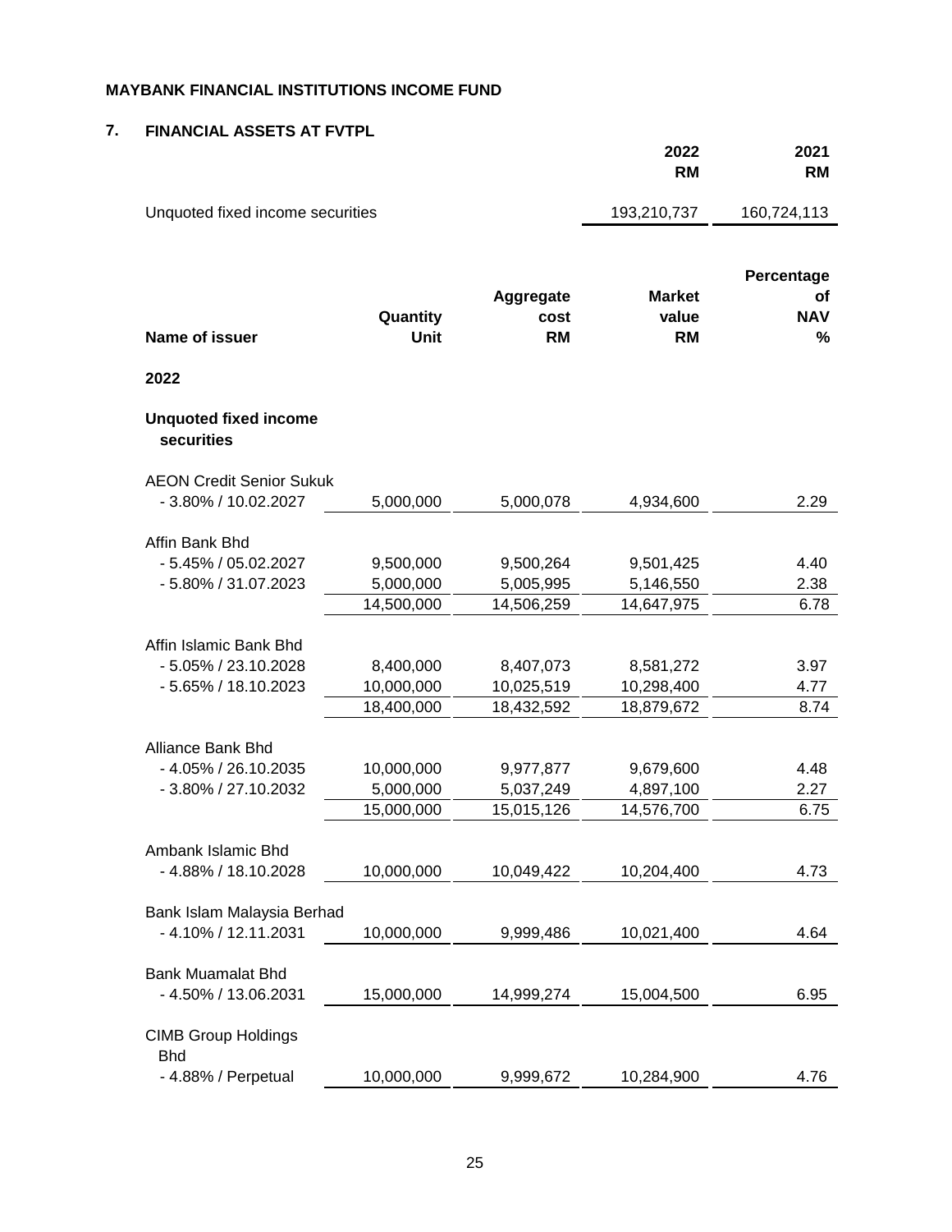**MAYBANK FINANCIAL INSTITUTIONS INCOME FUND**

## 7. FINANCIAL ASSETS AT FVTPL

| | 2022 RM | 2021 RM |
|---|---|---|
| Unquoted fixed income securities | 193,210,737 | 160,724,113 |

| Name of issuer | Quantity Unit | Aggregate cost RM | Market value RM | Percentage of NAV % |
|---|---|---|---|---|
| **2022** | | | | |
| **Unquoted fixed income securities** | | | | |
| AEON Credit Senior Sukuk | | | | |
| - 3.80% / 10.02.2027 | 5,000,000 | 5,000,078 | 4,934,600 | 2.29 |
| Affin Bank Bhd | | | | |
| - 5.45% / 05.02.2027 | 9,500,000 | 9,500,264 | 9,501,425 | 4.40 |
| - 5.80% / 31.07.2023 | 5,000,000 | 5,005,995 | 5,146,550 | 2.38 |
| | 14,500,000 | 14,506,259 | 14,647,975 | 6.78 |
| Affin Islamic Bank Bhd | | | | |
| - 5.05% / 23.10.2028 | 8,400,000 | 8,407,073 | 8,581,272 | 3.97 |
| - 5.65% / 18.10.2023 | 10,000,000 | 10,025,519 | 10,298,400 | 4.77 |
| | 18,400,000 | 18,432,592 | 18,879,672 | 8.74 |
| Alliance Bank Bhd | | | | |
| - 4.05% / 26.10.2035 | 10,000,000 | 9,977,877 | 9,679,600 | 4.48 |
| - 3.80% / 27.10.2032 | 5,000,000 | 5,037,249 | 4,897,100 | 2.27 |
| | 15,000,000 | 15,015,126 | 14,576,700 | 6.75 |
| Ambank Islamic Bhd | | | | |
| - 4.88% / 18.10.2028 | 10,000,000 | 10,049,422 | 10,204,400 | 4.73 |
| Bank Islam Malaysia Berhad | | | | |
| - 4.10% / 12.11.2031 | 10,000,000 | 9,999,486 | 10,021,400 | 4.64 |
| Bank Muamalat Bhd | | | | |
| - 4.50% / 13.06.2031 | 15,000,000 | 14,999,274 | 15,004,500 | 6.95 |
| CIMB Group Holdings Bhd | | | | |
| - 4.88% / Perpetual | 10,000,000 | 9,999,672 | 10,284,900 | 4.76 |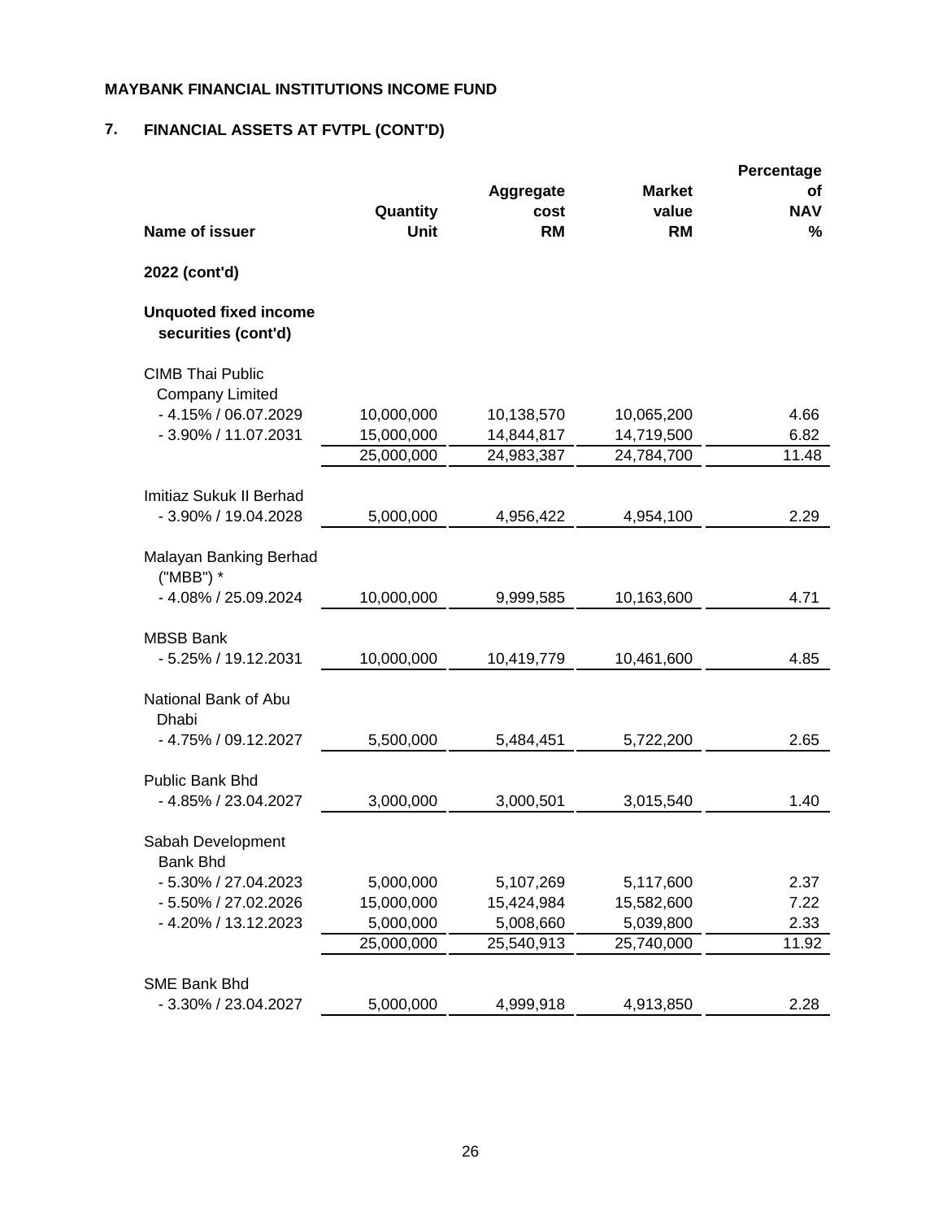**MAYBANK FINANCIAL INSTITUTIONS INCOME FUND**

## 7. FINANCIAL ASSETS AT FVTPL (CONT'D)

| Name of issuer | Quantity Unit | Aggregate cost RM | Market value RM | Percentage of NAV % |
|---|---|---|---|---|
| **2022 (cont'd)** | | | | |
| **Unquoted fixed income securities (cont'd)** | | | | |
| CIMB Thai Public Company Limited | | | | |
| - 4.15% / 06.07.2029 | 10,000,000 | 10,138,570 | 10,065,200 | 4.66 |
| - 3.90% / 11.07.2031 | 15,000,000 | 14,844,817 | 14,719,500 | 6.82 |
| | 25,000,000 | 24,983,387 | 24,784,700 | 11.48 |
| Imitiaz Sukuk II Berhad | | | | |
| - 3.90% / 19.04.2028 | 5,000,000 | 4,956,422 | 4,954,100 | 2.29 |
| Malayan Banking Berhad ("MBB") * | | | | |
| - 4.08% / 25.09.2024 | 10,000,000 | 9,999,585 | 10,163,600 | 4.71 |
| MBSB Bank | | | | |
| - 5.25% / 19.12.2031 | 10,000,000 | 10,419,779 | 10,461,600 | 4.85 |
| National Bank of Abu Dhabi | | | | |
| - 4.75% / 09.12.2027 | 5,500,000 | 5,484,451 | 5,722,200 | 2.65 |
| Public Bank Bhd | | | | |
| - 4.85% / 23.04.2027 | 3,000,000 | 3,000,501 | 3,015,540 | 1.40 |
| Sabah Development Bank Bhd | | | | |
| - 5.30% / 27.04.2023 | 5,000,000 | 5,107,269 | 5,117,600 | 2.37 |
| - 5.50% / 27.02.2026 | 15,000,000 | 15,424,984 | 15,582,600 | 7.22 |
| - 4.20% / 13.12.2023 | 5,000,000 | 5,008,660 | 5,039,800 | 2.33 |
| | 25,000,000 | 25,540,913 | 25,740,000 | 11.92 |
| SME Bank Bhd | | | | |
| - 3.30% / 23.04.2027 | 5,000,000 | 4,999,918 | 4,913,850 | 2.28 |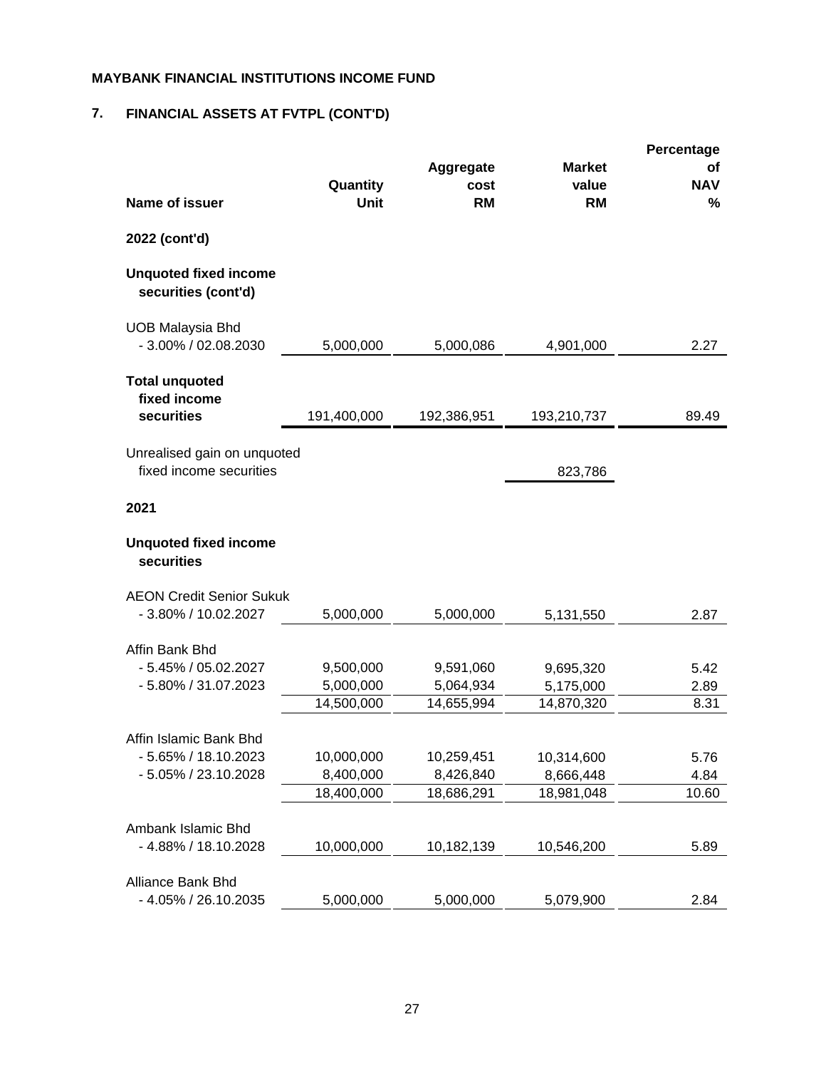**MAYBANK FINANCIAL INSTITUTIONS INCOME FUND**

**7. FINANCIAL ASSETS AT FVTPL (CONT'D)**

| Name of issuer | Quantity Unit | Aggregate cost RM | Market value RM | Percentage of NAV % |
|---|---|---|---|---|
| **2022 (cont'd)** | | | | |
| **Unquoted fixed income securities (cont'd)** | | | | |
| UOB Malaysia Bhd | | | | |
| - 3.00% / 02.08.2030 | 5,000,000 | 5,000,086 | 4,901,000 | 2.27 |
| **Total unquoted fixed income securities** | 191,400,000 | 192,386,951 | 193,210,737 | 89.49 |
| Unrealised gain on unquoted fixed income securities | | | 823,786 | |
| **2021** | | | | |
| **Unquoted fixed income securities** | | | | |
| AEON Credit Senior Sukuk | | | | |
| - 3.80% / 10.02.2027 | 5,000,000 | 5,000,000 | 5,131,550 | 2.87 |
| Affin Bank Bhd | | | | |
| - 5.45% / 05.02.2027 | 9,500,000 | 9,591,060 | 9,695,320 | 5.42 |
| - 5.80% / 31.07.2023 | 5,000,000 | 5,064,934 | 5,175,000 | 2.89 |
| | 14,500,000 | 14,655,994 | 14,870,320 | 8.31 |
| Affin Islamic Bank Bhd | | | | |
| - 5.65% / 18.10.2023 | 10,000,000 | 10,259,451 | 10,314,600 | 5.76 |
| - 5.05% / 23.10.2028 | 8,400,000 | 8,426,840 | 8,666,448 | 4.84 |
| | 18,400,000 | 18,686,291 | 18,981,048 | 10.60 |
| Ambank Islamic Bhd | | | | |
| - 4.88% / 18.10.2028 | 10,000,000 | 10,182,139 | 10,546,200 | 5.89 |
| Alliance Bank Bhd | | | | |
| - 4.05% / 26.10.2035 | 5,000,000 | 5,000,000 | 5,079,900 | 2.84 |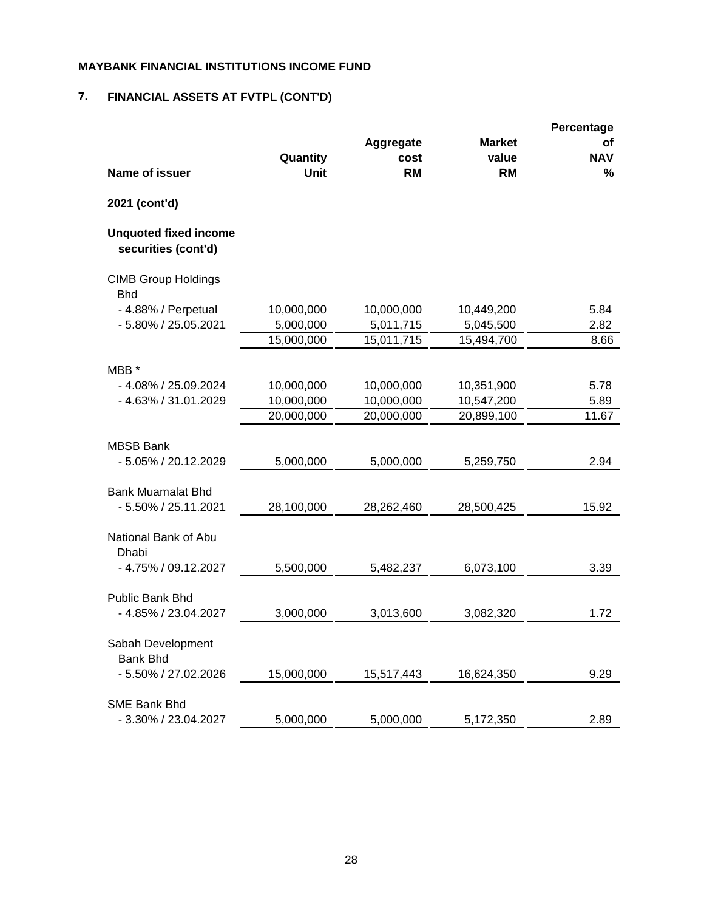**MAYBANK FINANCIAL INSTITUTIONS INCOME FUND**

## 7. FINANCIAL ASSETS AT FVTPL (CONT'D)

| Name of issuer | Quantity Unit | Aggregate cost RM | Market value RM | Percentage of NAV % |
|---|---|---|---|---|
| **2021 (cont'd)** | | | | |
| **Unquoted fixed income securities (cont'd)** | | | | |
| CIMB Group Holdings Bhd | | | | |
| - 4.88% / Perpetual | 10,000,000 | 10,000,000 | 10,449,200 | 5.84 |
| - 5.80% / 25.05.2021 | 5,000,000 | 5,011,715 | 5,045,500 | 2.82 |
| | 15,000,000 | 15,011,715 | 15,494,700 | 8.66 |
| MBB * | | | | |
| - 4.08% / 25.09.2024 | 10,000,000 | 10,000,000 | 10,351,900 | 5.78 |
| - 4.63% / 31.01.2029 | 10,000,000 | 10,000,000 | 10,547,200 | 5.89 |
| | 20,000,000 | 20,000,000 | 20,899,100 | 11.67 |
| MBSB Bank | | | | |
| - 5.05% / 20.12.2029 | 5,000,000 | 5,000,000 | 5,259,750 | 2.94 |
| Bank Muamalat Bhd | | | | |
| - 5.50% / 25.11.2021 | 28,100,000 | 28,262,460 | 28,500,425 | 15.92 |
| National Bank of Abu Dhabi | | | | |
| - 4.75% / 09.12.2027 | 5,500,000 | 5,482,237 | 6,073,100 | 3.39 |
| Public Bank Bhd | | | | |
| - 4.85% / 23.04.2027 | 3,000,000 | 3,013,600 | 3,082,320 | 1.72 |
| Sabah Development Bank Bhd | | | | |
| - 5.50% / 27.02.2026 | 15,000,000 | 15,517,443 | 16,624,350 | 9.29 |
| SME Bank Bhd | | | | |
| - 3.30% / 23.04.2027 | 5,000,000 | 5,000,000 | 5,172,350 | 2.89 |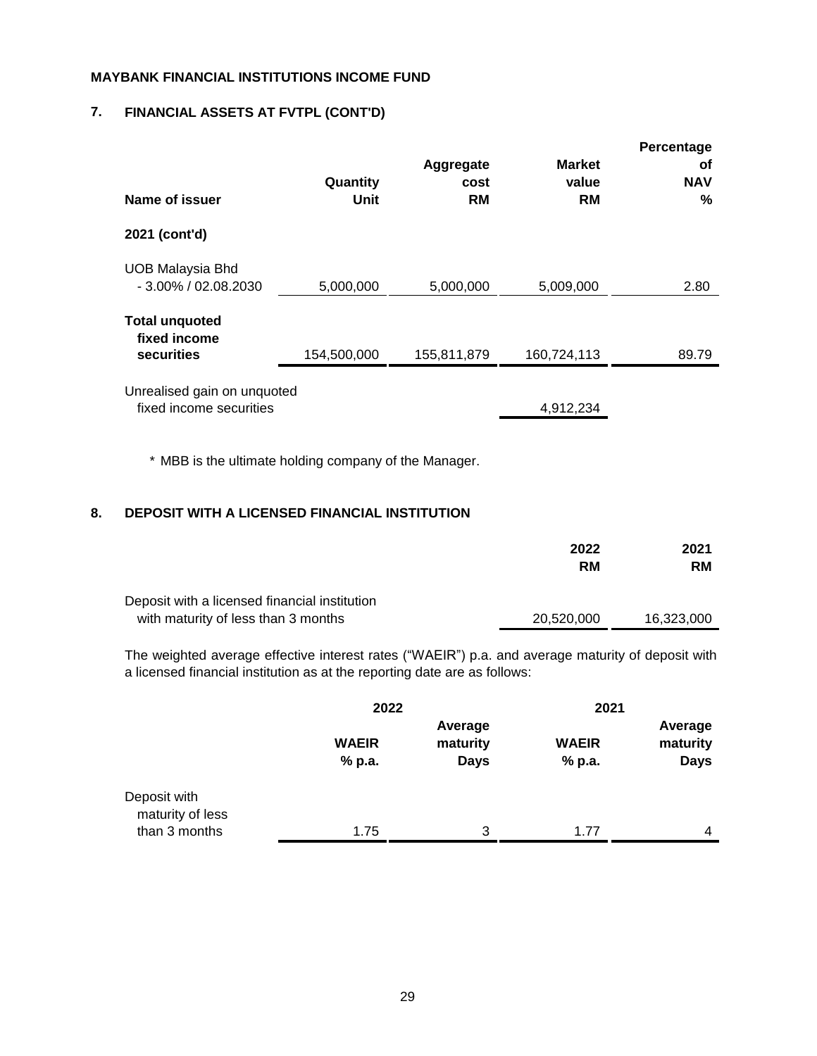MAYBANK FINANCIAL INSTITUTIONS INCOME FUND

## 7. FINANCIAL ASSETS AT FVTPL (CONT'D)

| Name of issuer | Quantity Unit | Aggregate cost RM | Market value RM | Percentage of NAV % |
|---|---|---|---|---|
| **2021 (cont'd)** | | | | |
| UOB Malaysia Bhd - 3.00% / 02.08.2030 | 5,000,000 | 5,000,000 | 5,009,000 | 2.80 |
| **Total unquoted fixed income securities** | 154,500,000 | 155,811,879 | 160,724,113 | 89.79 |
| Unrealised gain on unquoted fixed income securities | | | 4,912,234 | |

\* MBB is the ultimate holding company of the Manager.

## 8. DEPOSIT WITH A LICENSED FINANCIAL INSTITUTION

| | 2022 RM | 2021 RM |
|---|---|---|
| Deposit with a licensed financial institution with maturity of less than 3 months | 20,520,000 | 16,323,000 |

The weighted average effective interest rates ("WAEIR") p.a. and average maturity of deposit with a licensed financial institution as at the reporting date are as follows:

| | 2022 | | 2021 | |
|---|---|---|---|---|
| | WAEIR % p.a. | Average maturity Days | WAEIR % p.a. | Average maturity Days |
| Deposit with maturity of less than 3 months | 1.75 | 3 | 1.77 | 4 |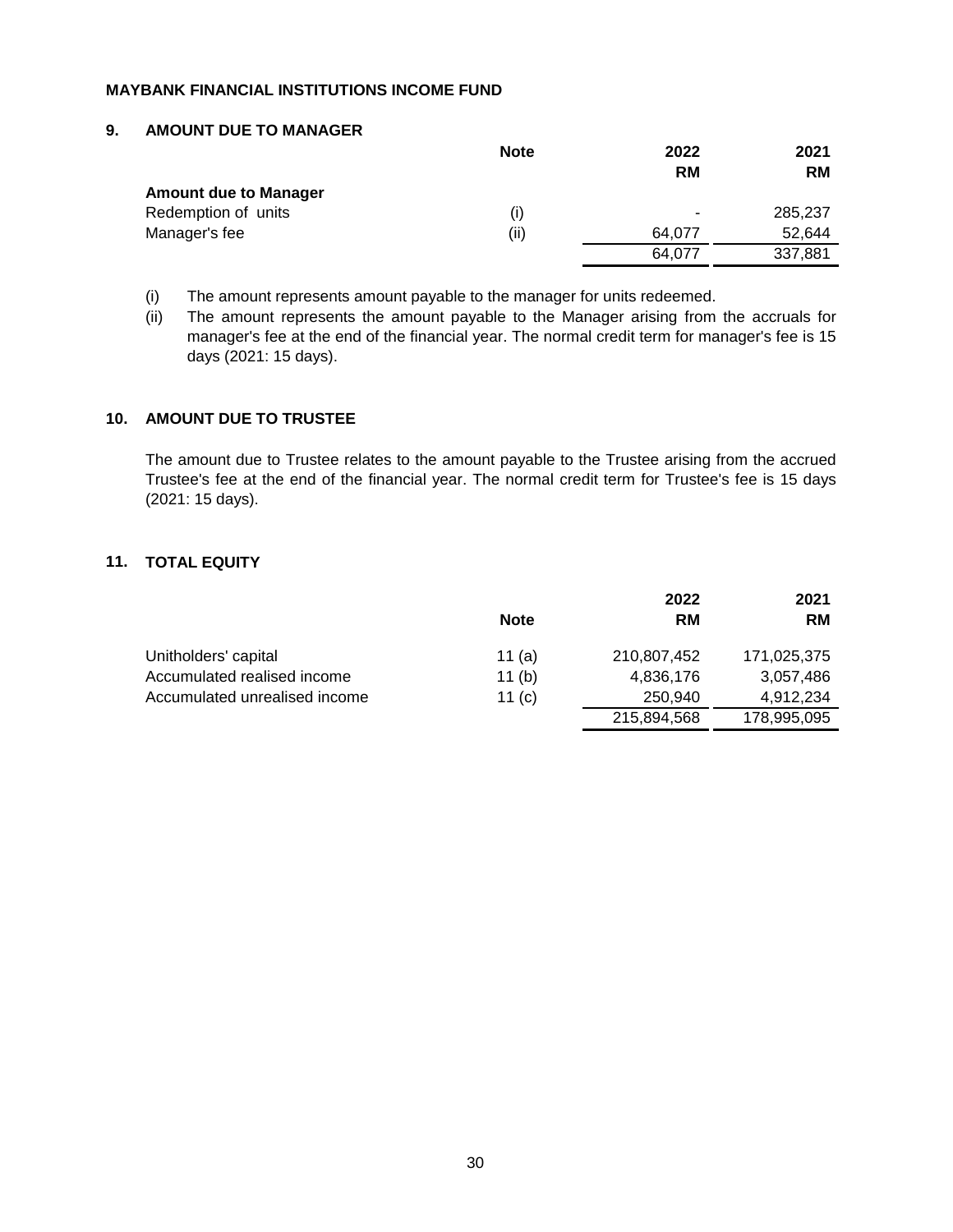**MAYBANK FINANCIAL INSTITUTIONS INCOME FUND**

## 9. AMOUNT DUE TO MANAGER

| | Note | 2022 RM | 2021 RM |
|---|---|---|---|
| **Amount due to Manager** | | | |
| Redemption of units | (i) | - | 285,237 |
| Manager's fee | (ii) | 64,077 | 52,644 |
| | | 64,077 | 337,881 |

(i) The amount represents amount payable to the manager for units redeemed.

(ii) The amount represents the amount payable to the Manager arising from the accruals for manager's fee at the end of the financial year. The normal credit term for manager's fee is 15 days (2021: 15 days).

## 10. AMOUNT DUE TO TRUSTEE

The amount due to Trustee relates to the amount payable to the Trustee arising from the accrued Trustee's fee at the end of the financial year. The normal credit term for Trustee's fee is 15 days (2021: 15 days).

## 11. TOTAL EQUITY

| | Note | 2022 RM | 2021 RM |
|---|---|---|---|
| Unitholders' capital | 11 (a) | 210,807,452 | 171,025,375 |
| Accumulated realised income | 11 (b) | 4,836,176 | 3,057,486 |
| Accumulated unrealised income | 11 (c) | 250,940 | 4,912,234 |
| | | 215,894,568 | 178,995,095 |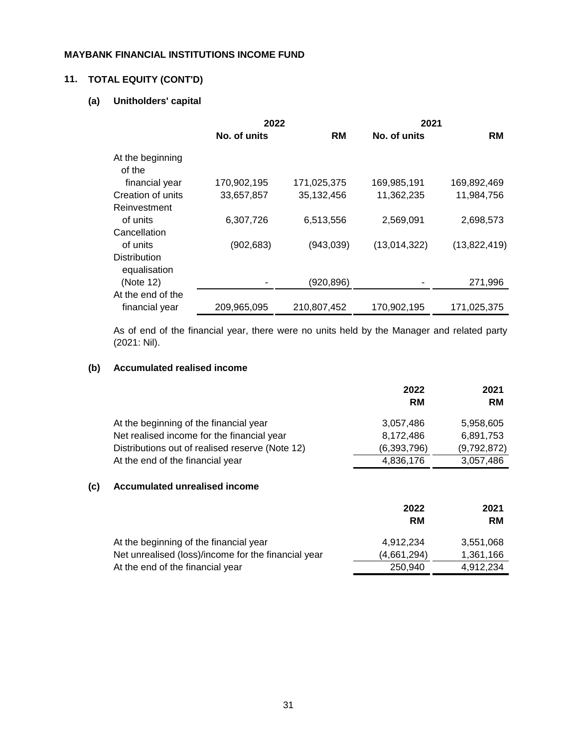**MAYBANK FINANCIAL INSTITUTIONS INCOME FUND**

## 11. TOTAL EQUITY (CONT'D)

### (a) Unitholders' capital

| | 2022 | | 2021 | |
|---|---|---|---|---|
| | No. of units | RM | No. of units | RM |
| At the beginning of the financial year | 170,902,195 | 171,025,375 | 169,985,191 | 169,892,469 |
| Creation of units | 33,657,857 | 35,132,456 | 11,362,235 | 11,984,756 |
| Reinvestment of units | 6,307,726 | 6,513,556 | 2,569,091 | 2,698,573 |
| Cancellation of units | (902,683) | (943,039) | (13,014,322) | (13,822,419) |
| Distribution equalisation (Note 12) | - | (920,896) | - | 271,996 |
| At the end of the financial year | 209,965,095 | 210,807,452 | 170,902,195 | 171,025,375 |

As of end of the financial year, there were no units held by the Manager and related party (2021: Nil).

### (b) Accumulated realised income

| | 2022 | 2021 |
|---|---|---|
| | RM | RM |
| At the beginning of the financial year | 3,057,486 | 5,958,605 |
| Net realised income for the financial year | 8,172,486 | 6,891,753 |
| Distributions out of realised reserve (Note 12) | (6,393,796) | (9,792,872) |
| At the end of the financial year | 4,836,176 | 3,057,486 |

### (c) Accumulated unrealised income

| | 2022 | 2021 |
|---|---|---|
| | RM | RM |
| At the beginning of the financial year | 4,912,234 | 3,551,068 |
| Net unrealised (loss)/income for the financial year | (4,661,294) | 1,361,166 |
| At the end of the financial year | 250,940 | 4,912,234 |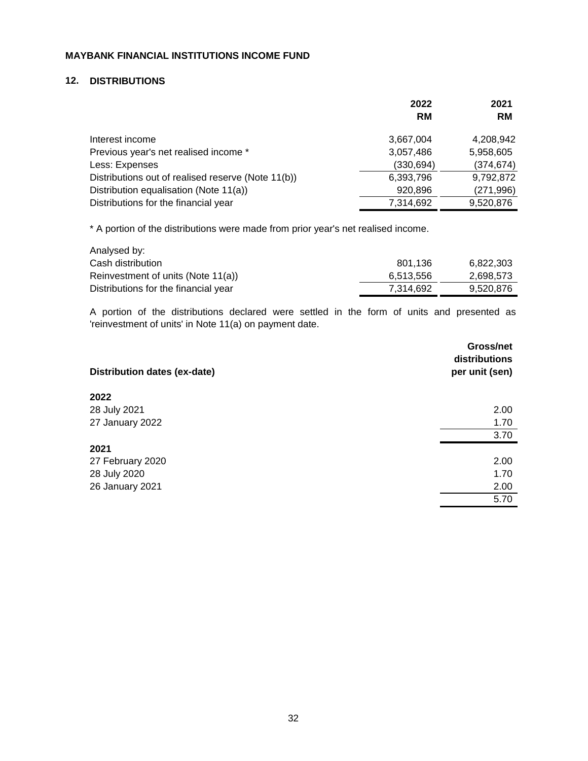**MAYBANK FINANCIAL INSTITUTIONS INCOME FUND**

## 12. DISTRIBUTIONS

| | 2022 RM | 2021 RM |
|---|---|---|
| Interest income | 3,667,004 | 4,208,942 |
| Previous year's net realised income * | 3,057,486 | 5,958,605 |
| Less: Expenses | (330,694) | (374,674) |
| Distributions out of realised reserve (Note 11(b)) | 6,393,796 | 9,792,872 |
| Distribution equalisation (Note 11(a)) | 920,896 | (271,996) |
| Distributions for the financial year | 7,314,692 | 9,520,876 |

* A portion of the distributions were made from prior year's net realised income.

| Analysed by: | | |
|---|---|---|
| Cash distribution | 801,136 | 6,822,303 |
| Reinvestment of units (Note 11(a)) | 6,513,556 | 2,698,573 |
| Distributions for the financial year | 7,314,692 | 9,520,876 |

A portion of the distributions declared were settled in the form of units and presented as 'reinvestment of units' in Note 11(a) on payment date.

| Distribution dates (ex-date) | Gross/net distributions per unit (sen) |
|---|---|
| **2022** | |
| 28 July 2021 | 2.00 |
| 27 January 2022 | 1.70 |
| | 3.70 |
| **2021** | |
| 27 February 2020 | 2.00 |
| 28 July 2020 | 1.70 |
| 26 January 2021 | 2.00 |
| | 5.70 |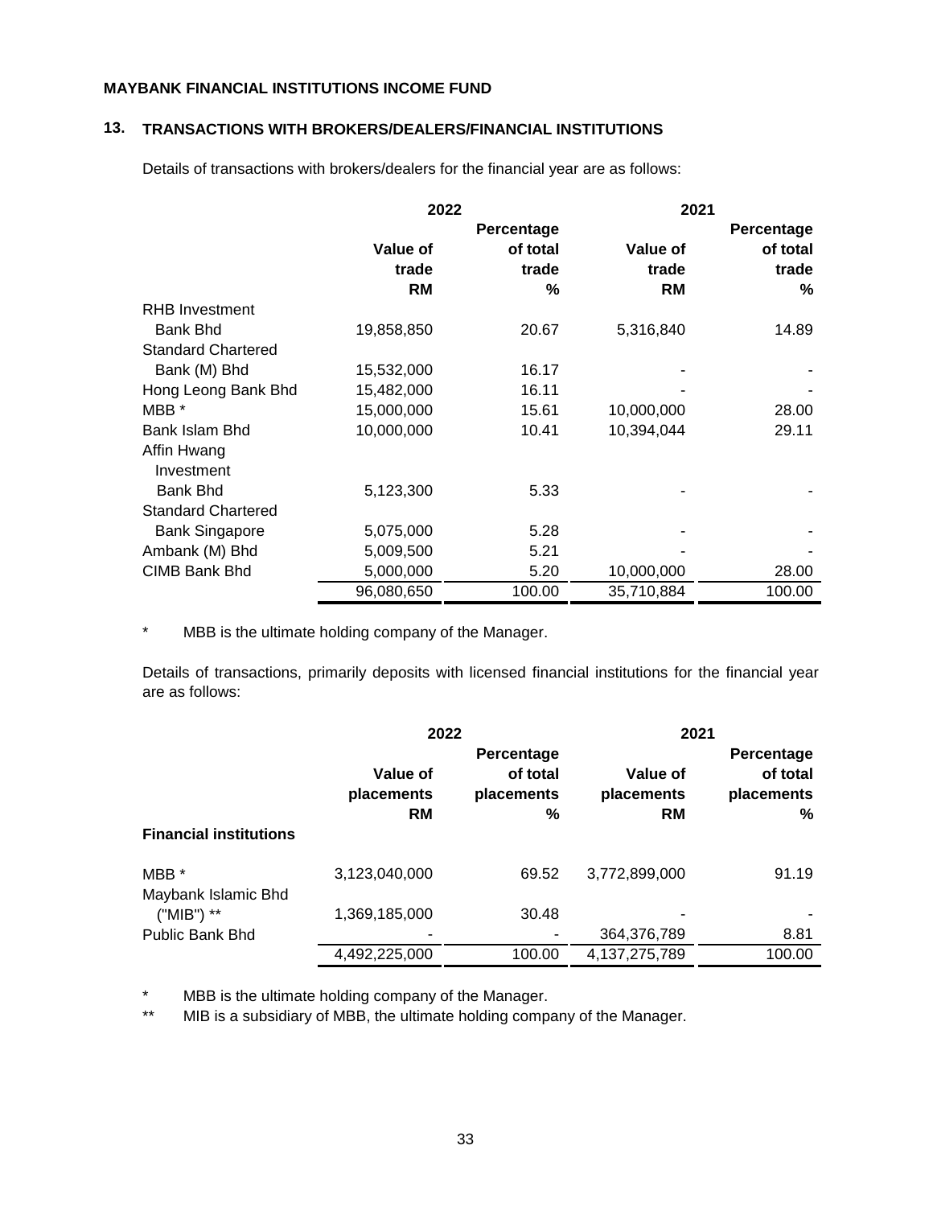MAYBANK FINANCIAL INSTITUTIONS INCOME FUND

## 13. TRANSACTIONS WITH BROKERS/DEALERS/FINANCIAL INSTITUTIONS

Details of transactions with brokers/dealers for the financial year are as follows:

| | 2022 | | 2021 | |
|---|---|---|---|---|
| | Value of trade RM | Percentage of total trade % | Value of trade RM | Percentage of total trade % |
| RHB Investment Bank Bhd | 19,858,850 | 20.67 | 5,316,840 | 14.89 |
| Standard Chartered Bank (M) Bhd | 15,532,000 | 16.17 | - | - |
| Hong Leong Bank Bhd | 15,482,000 | 16.11 | - | - |
| MBB * | 15,000,000 | 15.61 | 10,000,000 | 28.00 |
| Bank Islam Bhd | 10,000,000 | 10.41 | 10,394,044 | 29.11 |
| Affin Hwang Investment Bank Bhd | 5,123,300 | 5.33 | - | - |
| Standard Chartered Bank Singapore | 5,075,000 | 5.28 | - | - |
| Ambank (M) Bhd | 5,009,500 | 5.21 | - | - |
| CIMB Bank Bhd | 5,000,000 | 5.20 | 10,000,000 | 28.00 |
| | 96,080,650 | 100.00 | 35,710,884 | 100.00 |

\* MBB is the ultimate holding company of the Manager.

Details of transactions, primarily deposits with licensed financial institutions for the financial year are as follows:

| | 2022 | | 2021 | |
|---|---|---|---|---|
| | Value of placements RM | Percentage of total placements % | Value of placements RM | Percentage of total placements % |
| **Financial institutions** | | | | |
| MBB * | 3,123,040,000 | 69.52 | 3,772,899,000 | 91.19 |
| Maybank Islamic Bhd ("MIB") ** | 1,369,185,000 | 30.48 | - | - |
| Public Bank Bhd | - | - | 364,376,789 | 8.81 |
| | 4,492,225,000 | 100.00 | 4,137,275,789 | 100.00 |

\* MBB is the ultimate holding company of the Manager.

\** MIB is a subsidiary of MBB, the ultimate holding company of the Manager.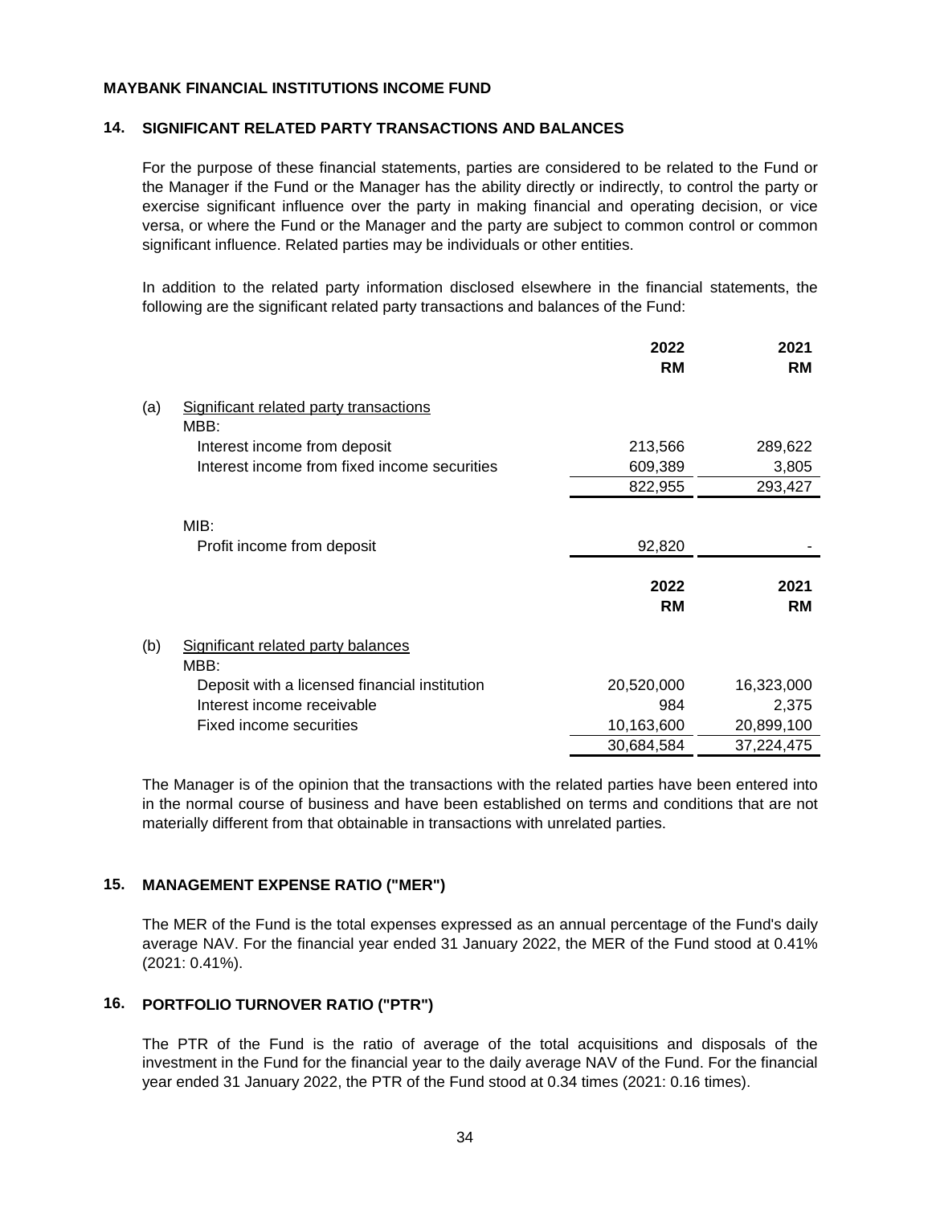MAYBANK FINANCIAL INSTITUTIONS INCOME FUND

## 14. SIGNIFICANT RELATED PARTY TRANSACTIONS AND BALANCES

For the purpose of these financial statements, parties are considered to be related to the Fund or the Manager if the Fund or the Manager has the ability directly or indirectly, to control the party or exercise significant influence over the party in making financial and operating decision, or vice versa, or where the Fund or the Manager and the party are subject to common control or common significant influence. Related parties may be individuals or other entities.

In addition to the related party information disclosed elsewhere in the financial statements, the following are the significant related party transactions and balances of the Fund:

| | | 2022 RM | 2021 RM |
|---|---|---|---|
| (a) | Significant related party transactions | | |
| | MBB: | | |
| | Interest income from deposit | 213,566 | 289,622 |
| | Interest income from fixed income securities | 609,389 | 3,805 |
| | | 822,955 | 293,427 |
| | MIB: | | |
| | Profit income from deposit | 92,820 | - |

| | | 2022 RM | 2021 RM |
|---|---|---|---|
| (b) | Significant related party balances | | |
| | MBB: | | |
| | Deposit with a licensed financial institution | 20,520,000 | 16,323,000 |
| | Interest income receivable | 984 | 2,375 |
| | Fixed income securities | 10,163,600 | 20,899,100 |
| | | 30,684,584 | 37,224,475 |

The Manager is of the opinion that the transactions with the related parties have been entered into in the normal course of business and have been established on terms and conditions that are not materially different from that obtainable in transactions with unrelated parties.

## 15. MANAGEMENT EXPENSE RATIO ("MER")

The MER of the Fund is the total expenses expressed as an annual percentage of the Fund's daily average NAV. For the financial year ended 31 January 2022, the MER of the Fund stood at 0.41% (2021: 0.41%).

## 16. PORTFOLIO TURNOVER RATIO ("PTR")

The PTR of the Fund is the ratio of average of the total acquisitions and disposals of the investment in the Fund for the financial year to the daily average NAV of the Fund. For the financial year ended 31 January 2022, the PTR of the Fund stood at 0.34 times (2021: 0.16 times).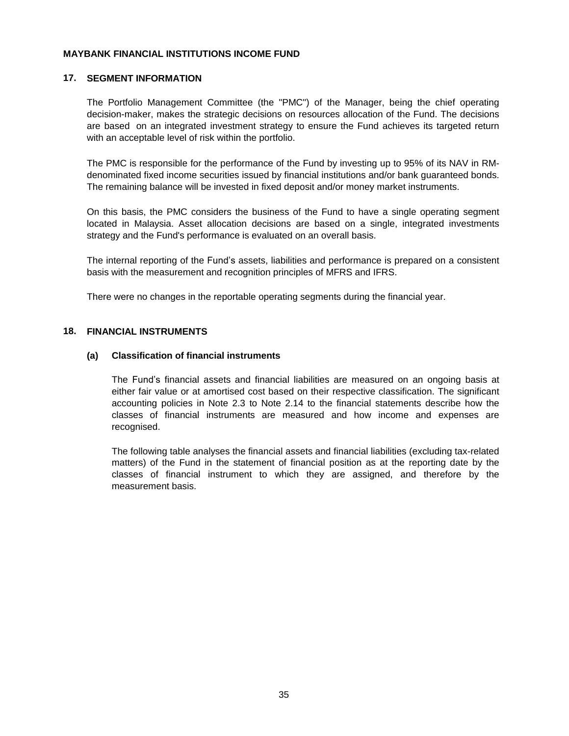**MAYBANK FINANCIAL INSTITUTIONS INCOME FUND**

## 17. SEGMENT INFORMATION

The Portfolio Management Committee (the "PMC") of the Manager, being the chief operating decision-maker, makes the strategic decisions on resources allocation of the Fund. The decisions are based on an integrated investment strategy to ensure the Fund achieves its targeted return with an acceptable level of risk within the portfolio.

The PMC is responsible for the performance of the Fund by investing up to 95% of its NAV in RM-denominated fixed income securities issued by financial institutions and/or bank guaranteed bonds. The remaining balance will be invested in fixed deposit and/or money market instruments.

On this basis, the PMC considers the business of the Fund to have a single operating segment located in Malaysia. Asset allocation decisions are based on a single, integrated investments strategy and the Fund's performance is evaluated on an overall basis.

The internal reporting of the Fund's assets, liabilities and performance is prepared on a consistent basis with the measurement and recognition principles of MFRS and IFRS.

There were no changes in the reportable operating segments during the financial year.

## 18. FINANCIAL INSTRUMENTS

### (a) Classification of financial instruments

The Fund's financial assets and financial liabilities are measured on an ongoing basis at either fair value or at amortised cost based on their respective classification. The significant accounting policies in Note 2.3 to Note 2.14 to the financial statements describe how the classes of financial instruments are measured and how income and expenses are recognised.

The following table analyses the financial assets and financial liabilities (excluding tax-related matters) of the Fund in the statement of financial position as at the reporting date by the classes of financial instrument to which they are assigned, and therefore by the measurement basis.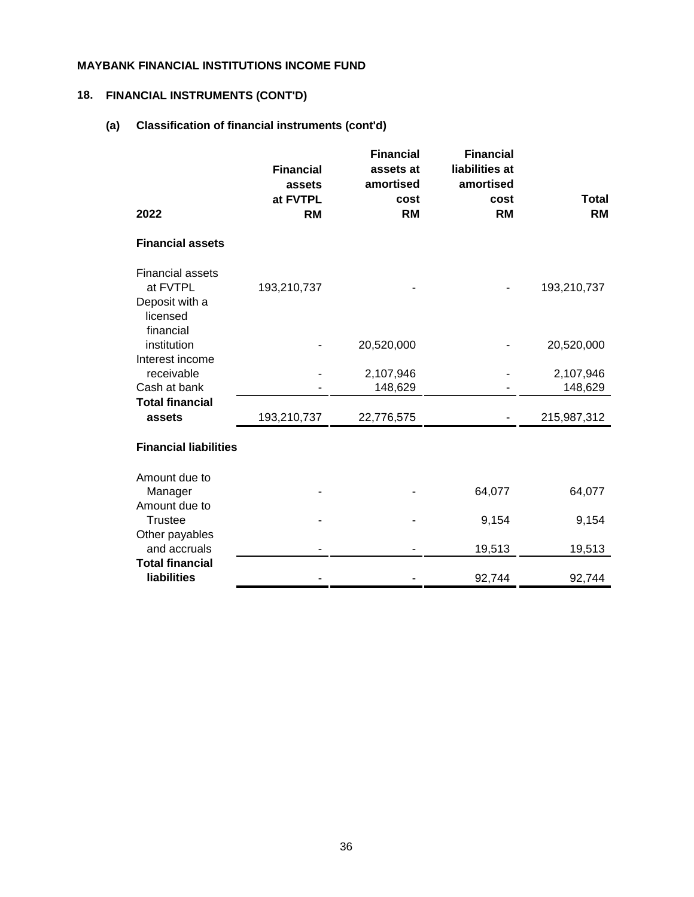**MAYBANK FINANCIAL INSTITUTIONS INCOME FUND**

## 18. FINANCIAL INSTRUMENTS (CONT'D)

### (a) Classification of financial instruments (cont'd)

| 2022 | Financial assets at FVTPL RM | Financial assets at amortised cost RM | Financial liabilities at amortised cost RM | Total RM |
|---|---|---|---|---|
| **Financial assets** | | | | |
| Financial assets at FVTPL | 193,210,737 | - | - | 193,210,737 |
| Deposit with a licensed financial institution | - | 20,520,000 | - | 20,520,000 |
| Interest income receivable | - | 2,107,946 | - | 2,107,946 |
| Cash at bank | - | 148,629 | - | 148,629 |
| **Total financial assets** | 193,210,737 | 22,776,575 | - | 215,987,312 |
| **Financial liabilities** | | | | |
| Amount due to Manager | - | - | 64,077 | 64,077 |
| Amount due to Trustee | - | - | 9,154 | 9,154 |
| Other payables and accruals | - | - | 19,513 | 19,513 |
| **Total financial liabilities** | - | - | 92,744 | 92,744 |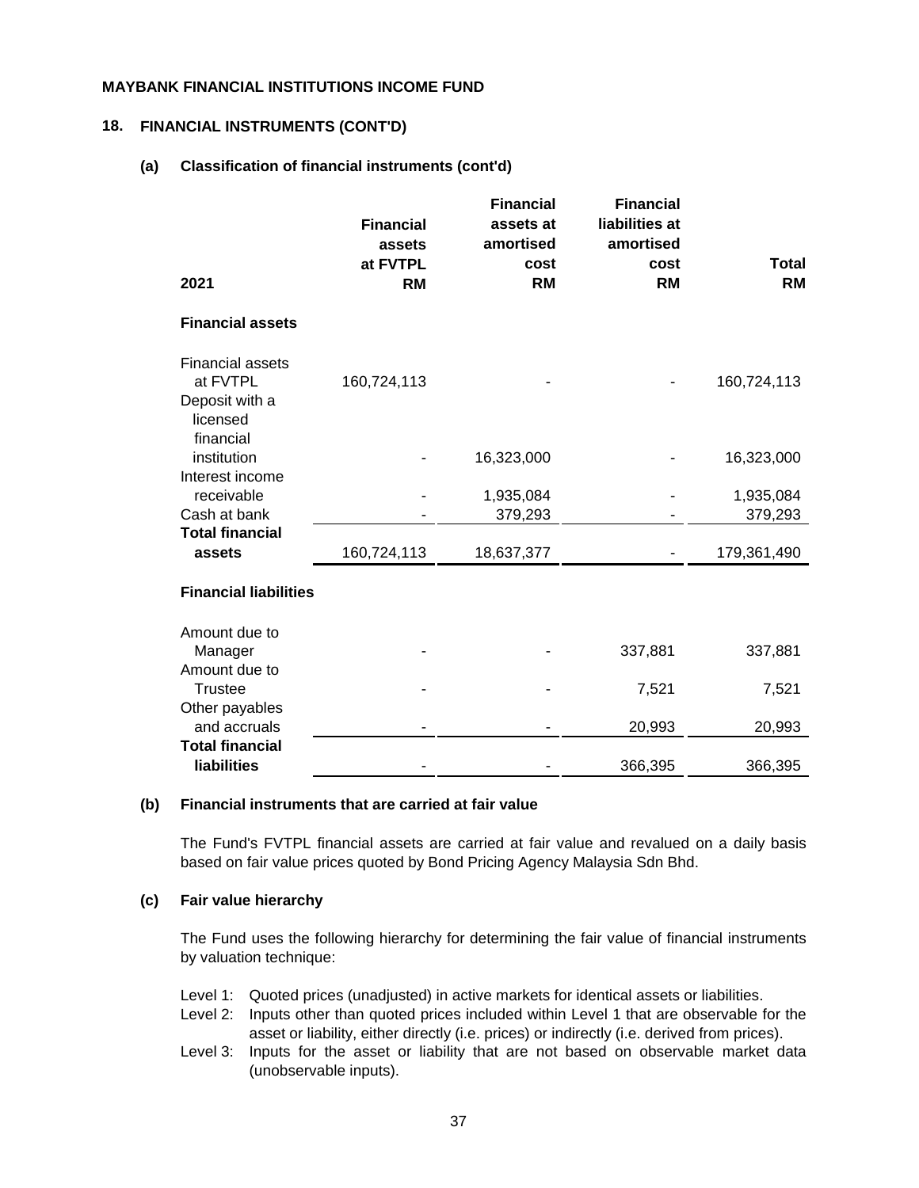**MAYBANK FINANCIAL INSTITUTIONS INCOME FUND**

## 18. FINANCIAL INSTRUMENTS (CONT'D)

### (a) Classification of financial instruments (cont'd)

| 2021 | Financial assets at FVTPL RM | Financial assets at amortised cost RM | Financial liabilities at amortised cost RM | Total RM |
|---|---|---|---|---|
| **Financial assets** | | | | |
| Financial assets at FVTPL | 160,724,113 | - | - | 160,724,113 |
| Deposit with a licensed financial institution | - | 16,323,000 | - | 16,323,000 |
| Interest income receivable | - | 1,935,084 | - | 1,935,084 |
| Cash at bank | - | 379,293 | - | 379,293 |
| **Total financial assets** | 160,724,113 | 18,637,377 | - | 179,361,490 |
| **Financial liabilities** | | | | |
| Amount due to Manager | - | - | 337,881 | 337,881 |
| Amount due to Trustee | - | - | 7,521 | 7,521 |
| Other payables and accruals | - | - | 20,993 | 20,993 |
| **Total financial liabilities** | - | - | 366,395 | 366,395 |

### (b) Financial instruments that are carried at fair value

The Fund's FVTPL financial assets are carried at fair value and revalued on a daily basis based on fair value prices quoted by Bond Pricing Agency Malaysia Sdn Bhd.

### (c) Fair value hierarchy

The Fund uses the following hierarchy for determining the fair value of financial instruments by valuation technique:

- Level 1: Quoted prices (unadjusted) in active markets for identical assets or liabilities.
- Level 2: Inputs other than quoted prices included within Level 1 that are observable for the asset or liability, either directly (i.e. prices) or indirectly (i.e. derived from prices).
- Level 3: Inputs for the asset or liability that are not based on observable market data (unobservable inputs).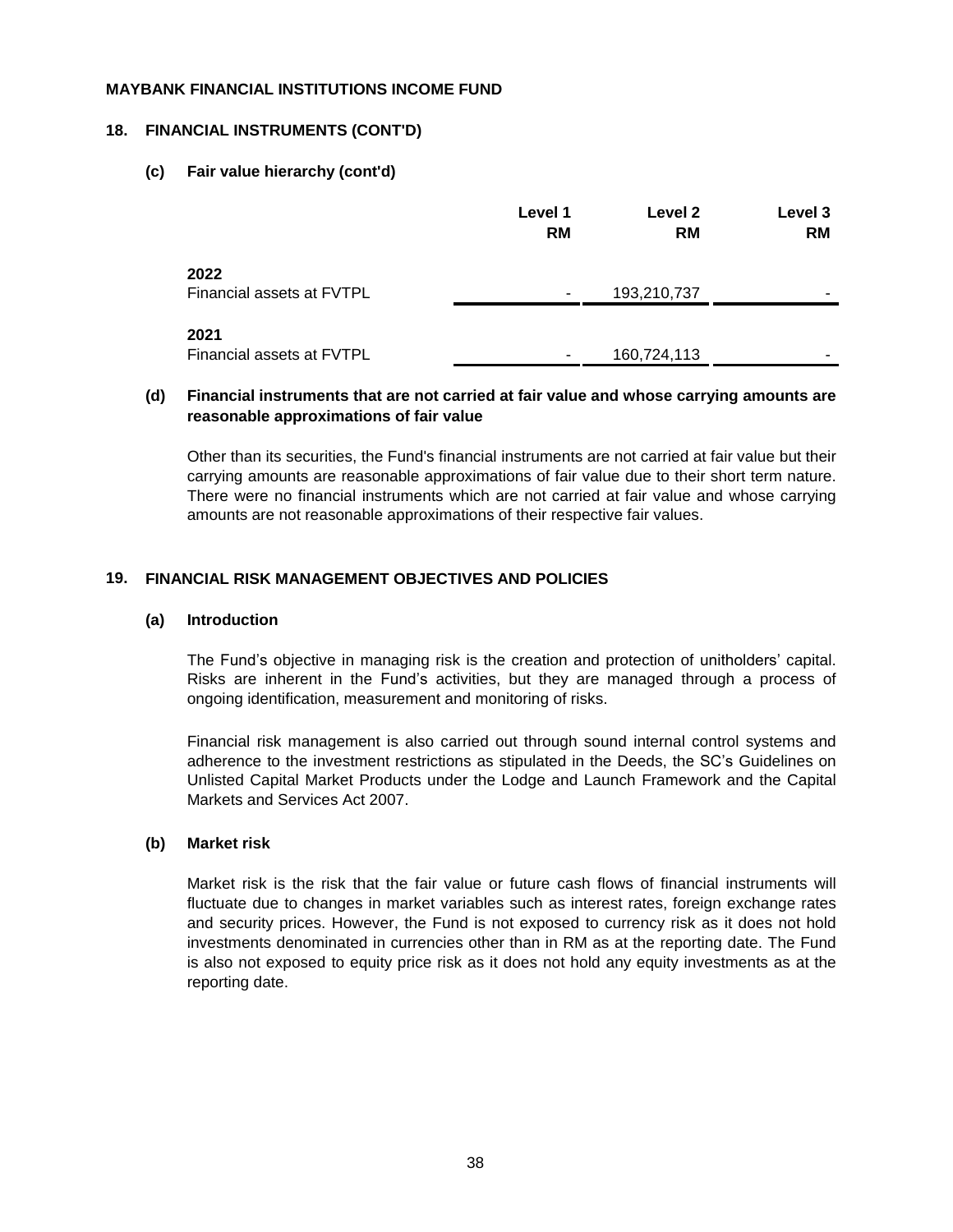MAYBANK FINANCIAL INSTITUTIONS INCOME FUND

## 18. FINANCIAL INSTRUMENTS (CONT'D)

### (c) Fair value hierarchy (cont'd)

| | Level 1 RM | Level 2 RM | Level 3 RM |
|---|---|---|---|
| **2022** | | | |
| Financial assets at FVTPL | - | 193,210,737 | - |
| **2021** | | | |
| Financial assets at FVTPL | - | 160,724,113 | - |

### (d) Financial instruments that are not carried at fair value and whose carrying amounts are reasonable approximations of fair value

Other than its securities, the Fund's financial instruments are not carried at fair value but their carrying amounts are reasonable approximations of fair value due to their short term nature. There were no financial instruments which are not carried at fair value and whose carrying amounts are not reasonable approximations of their respective fair values.

## 19. FINANCIAL RISK MANAGEMENT OBJECTIVES AND POLICIES

### (a) Introduction

The Fund's objective in managing risk is the creation and protection of unitholders' capital. Risks are inherent in the Fund's activities, but they are managed through a process of ongoing identification, measurement and monitoring of risks.

Financial risk management is also carried out through sound internal control systems and adherence to the investment restrictions as stipulated in the Deeds, the SC's Guidelines on Unlisted Capital Market Products under the Lodge and Launch Framework and the Capital Markets and Services Act 2007.

### (b) Market risk

Market risk is the risk that the fair value or future cash flows of financial instruments will fluctuate due to changes in market variables such as interest rates, foreign exchange rates and security prices. However, the Fund is not exposed to currency risk as it does not hold investments denominated in currencies other than in RM as at the reporting date. The Fund is also not exposed to equity price risk as it does not hold any equity investments as at the reporting date.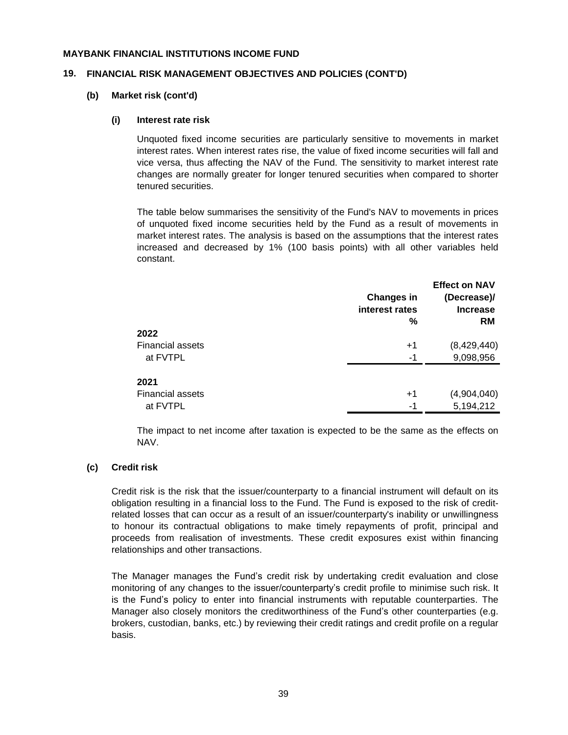**MAYBANK FINANCIAL INSTITUTIONS INCOME FUND**

## 19. FINANCIAL RISK MANAGEMENT OBJECTIVES AND POLICIES (CONT'D)

### (b) Market risk (cont'd)

#### (i) Interest rate risk

Unquoted fixed income securities are particularly sensitive to movements in market interest rates. When interest rates rise, the value of fixed income securities will fall and vice versa, thus affecting the NAV of the Fund. The sensitivity to market interest rate changes are normally greater for longer tenured securities when compared to shorter tenured securities.

The table below summarises the sensitivity of the Fund's NAV to movements in prices of unquoted fixed income securities held by the Fund as a result of movements in market interest rates. The analysis is based on the assumptions that the interest rates increased and decreased by 1% (100 basis points) with all other variables held constant.

| | Changes in interest rates % | Effect on NAV (Decrease)/ Increase RM |
|---|---|---|
| **2022** | | |
| Financial assets | +1 | (8,429,440) |
| at FVTPL | -1 | 9,098,956 |
| **2021** | | |
| Financial assets | +1 | (4,904,040) |
| at FVTPL | -1 | 5,194,212 |

The impact to net income after taxation is expected to be the same as the effects on NAV.

### (c) Credit risk

Credit risk is the risk that the issuer/counterparty to a financial instrument will default on its obligation resulting in a financial loss to the Fund. The Fund is exposed to the risk of credit-related losses that can occur as a result of an issuer/counterparty's inability or unwillingness to honour its contractual obligations to make timely repayments of profit, principal and proceeds from realisation of investments. These credit exposures exist within financing relationships and other transactions.

The Manager manages the Fund's credit risk by undertaking credit evaluation and close monitoring of any changes to the issuer/counterparty's credit profile to minimise such risk. It is the Fund's policy to enter into financial instruments with reputable counterparties. The Manager also closely monitors the creditworthiness of the Fund's other counterparties (e.g. brokers, custodian, banks, etc.) by reviewing their credit ratings and credit profile on a regular basis.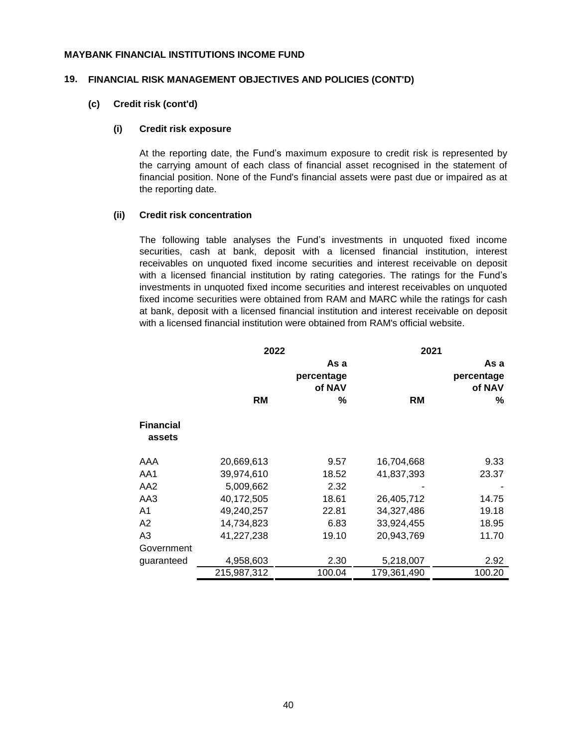**MAYBANK FINANCIAL INSTITUTIONS INCOME FUND**

## 19. FINANCIAL RISK MANAGEMENT OBJECTIVES AND POLICIES (CONT'D)

### (c) Credit risk (cont'd)

#### (i) Credit risk exposure

At the reporting date, the Fund's maximum exposure to credit risk is represented by the carrying amount of each class of financial asset recognised in the statement of financial position. None of the Fund's financial assets were past due or impaired as at the reporting date.

#### (ii) Credit risk concentration

The following table analyses the Fund's investments in unquoted fixed income securities, cash at bank, deposit with a licensed financial institution, interest receivables on unquoted fixed income securities and interest receivable on deposit with a licensed financial institution by rating categories. The ratings for the Fund's investments in unquoted fixed income securities and interest receivables on unquoted fixed income securities were obtained from RAM and MARC while the ratings for cash at bank, deposit with a licensed financial institution and interest receivable on deposit with a licensed financial institution were obtained from RAM's official website.

| | 2022 | | 2021 | |
|---|---|---|---|---|
| | | As a percentage of NAV | | As a percentage of NAV |
| | RM | % | RM | % |
| **Financial assets** | | | | |
| AAA | 20,669,613 | 9.57 | 16,704,668 | 9.33 |
| AA1 | 39,974,610 | 18.52 | 41,837,393 | 23.37 |
| AA2 | 5,009,662 | 2.32 | - | - |
| AA3 | 40,172,505 | 18.61 | 26,405,712 | 14.75 |
| A1 | 49,240,257 | 22.81 | 34,327,486 | 19.18 |
| A2 | 14,734,823 | 6.83 | 33,924,455 | 18.95 |
| A3 | 41,227,238 | 19.10 | 20,943,769 | 11.70 |
| Government guaranteed | 4,958,603 | 2.30 | 5,218,007 | 2.92 |
| | 215,987,312 | 100.04 | 179,361,490 | 100.20 |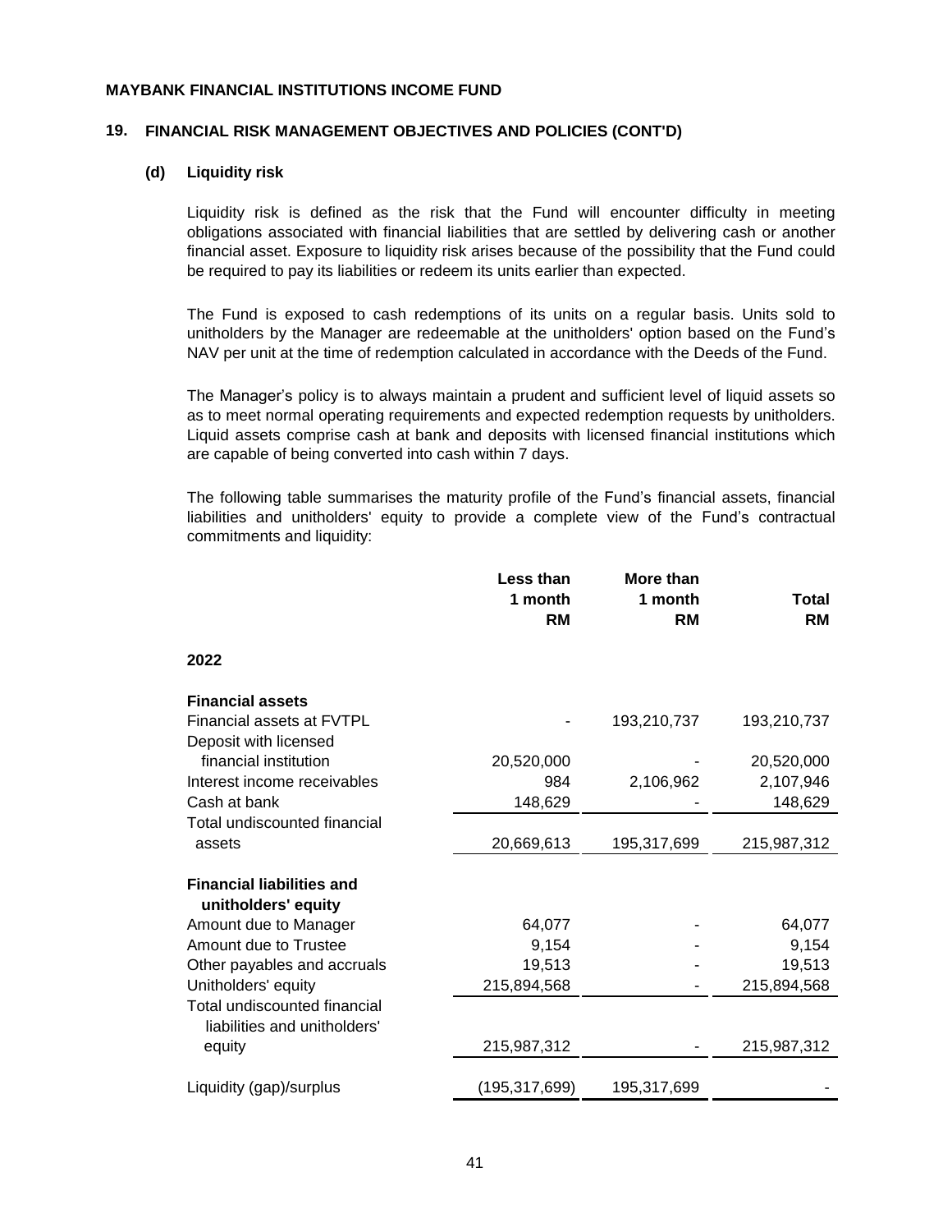**MAYBANK FINANCIAL INSTITUTIONS INCOME FUND**

## 19. FINANCIAL RISK MANAGEMENT OBJECTIVES AND POLICIES (CONT'D)

### (d) Liquidity risk

Liquidity risk is defined as the risk that the Fund will encounter difficulty in meeting obligations associated with financial liabilities that are settled by delivering cash or another financial asset. Exposure to liquidity risk arises because of the possibility that the Fund could be required to pay its liabilities or redeem its units earlier than expected.

The Fund is exposed to cash redemptions of its units on a regular basis. Units sold to unitholders by the Manager are redeemable at the unitholders' option based on the Fund's NAV per unit at the time of redemption calculated in accordance with the Deeds of the Fund.

The Manager's policy is to always maintain a prudent and sufficient level of liquid assets so as to meet normal operating requirements and expected redemption requests by unitholders. Liquid assets comprise cash at bank and deposits with licensed financial institutions which are capable of being converted into cash within 7 days.

The following table summarises the maturity profile of the Fund's financial assets, financial liabilities and unitholders' equity to provide a complete view of the Fund's contractual commitments and liquidity:

| | Less than 1 month RM | More than 1 month RM | Total RM |
|---|---|---|---|
| **2022** | | | |
| **Financial assets** | | | |
| Financial assets at FVTPL | - | 193,210,737 | 193,210,737 |
| Deposit with licensed financial institution | 20,520,000 | - | 20,520,000 |
| Interest income receivables | 984 | 2,106,962 | 2,107,946 |
| Cash at bank | 148,629 | - | 148,629 |
| Total undiscounted financial assets | 20,669,613 | 195,317,699 | 215,987,312 |
| **Financial liabilities and unitholders' equity** | | | |
| Amount due to Manager | 64,077 | - | 64,077 |
| Amount due to Trustee | 9,154 | - | 9,154 |
| Other payables and accruals | 19,513 | - | 19,513 |
| Unitholders' equity | 215,894,568 | - | 215,894,568 |
| Total undiscounted financial liabilities and unitholders' equity | 215,987,312 | - | 215,987,312 |
| Liquidity (gap)/surplus | (195,317,699) | 195,317,699 | - |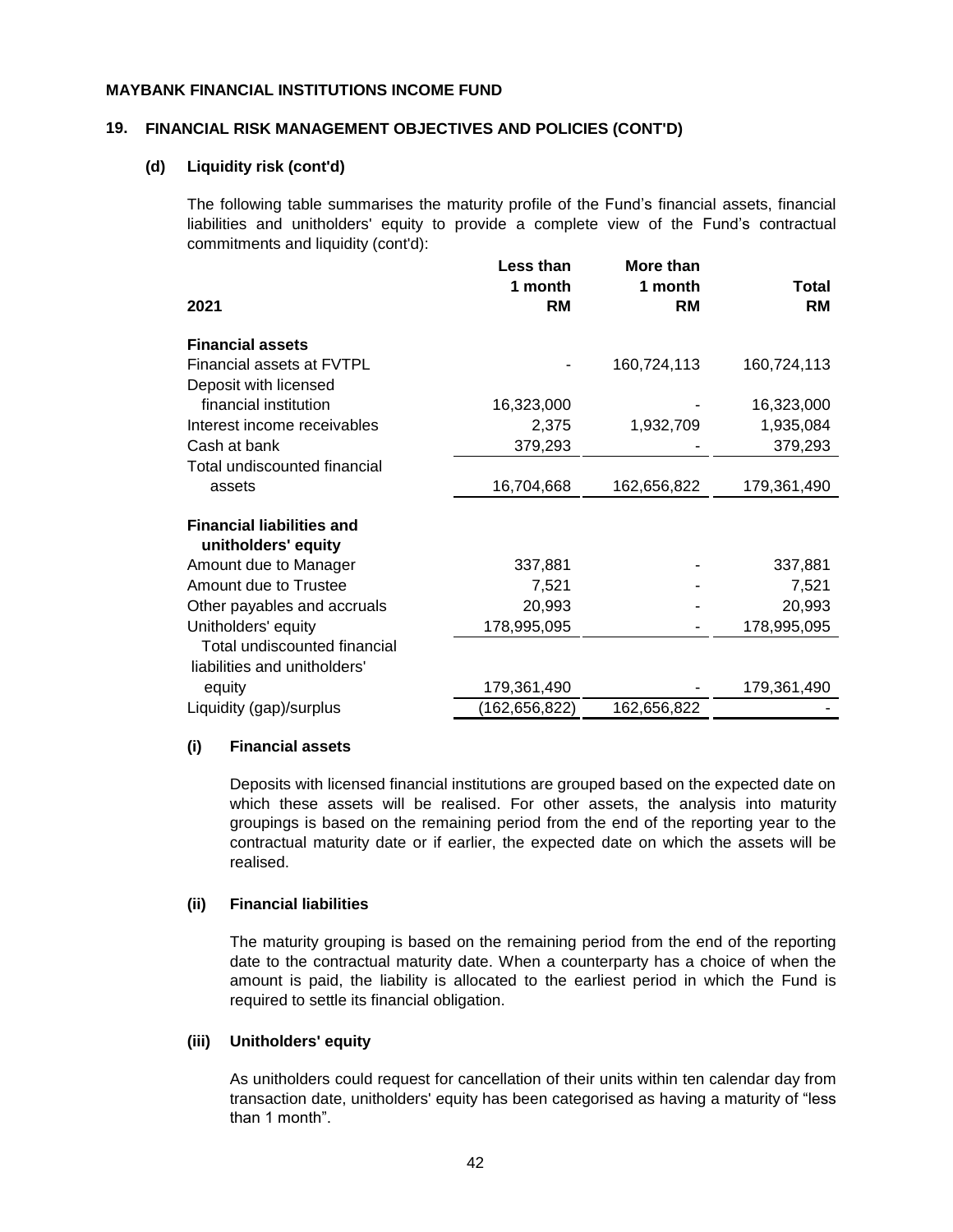**MAYBANK FINANCIAL INSTITUTIONS INCOME FUND**

## 19. FINANCIAL RISK MANAGEMENT OBJECTIVES AND POLICIES (CONT'D)

### (d) Liquidity risk (cont'd)

The following table summarises the maturity profile of the Fund's financial assets, financial liabilities and unitholders' equity to provide a complete view of the Fund's contractual commitments and liquidity (cont'd):

| 2021 | Less than 1 month RM | More than 1 month RM | Total RM |
|---|---|---|---|
| **Financial assets** | | | |
| Financial assets at FVTPL | - | 160,724,113 | 160,724,113 |
| Deposit with licensed financial institution | 16,323,000 | - | 16,323,000 |
| Interest income receivables | 2,375 | 1,932,709 | 1,935,084 |
| Cash at bank | 379,293 | - | 379,293 |
| Total undiscounted financial assets | 16,704,668 | 162,656,822 | 179,361,490 |
| **Financial liabilities and unitholders' equity** | | | |
| Amount due to Manager | 337,881 | - | 337,881 |
| Amount due to Trustee | 7,521 | - | 7,521 |
| Other payables and accruals | 20,993 | - | 20,993 |
| Unitholders' equity | 178,995,095 | - | 178,995,095 |
| Total undiscounted financial liabilities and unitholders' equity | 179,361,490 | - | 179,361,490 |
| Liquidity (gap)/surplus | (162,656,822) | 162,656,822 | - |

#### (i) Financial assets

Deposits with licensed financial institutions are grouped based on the expected date on which these assets will be realised. For other assets, the analysis into maturity groupings is based on the remaining period from the end of the reporting year to the contractual maturity date or if earlier, the expected date on which the assets will be realised.

#### (ii) Financial liabilities

The maturity grouping is based on the remaining period from the end of the reporting date to the contractual maturity date. When a counterparty has a choice of when the amount is paid, the liability is allocated to the earliest period in which the Fund is required to settle its financial obligation.

#### (iii) Unitholders' equity

As unitholders could request for cancellation of their units within ten calendar day from transaction date, unitholders' equity has been categorised as having a maturity of "less than 1 month".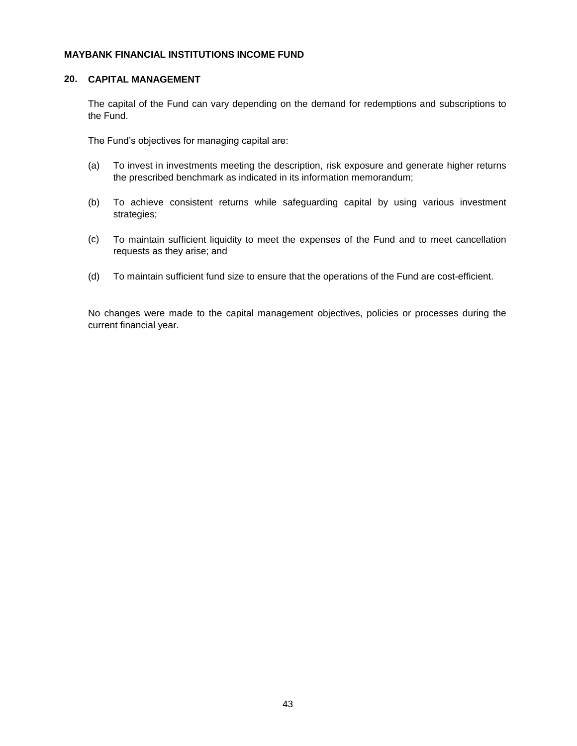**MAYBANK FINANCIAL INSTITUTIONS INCOME FUND**

## 20. CAPITAL MANAGEMENT

The capital of the Fund can vary depending on the demand for redemptions and subscriptions to the Fund.

The Fund’s objectives for managing capital are:

(a) To invest in investments meeting the description, risk exposure and generate higher returns the prescribed benchmark as indicated in its information memorandum;

(b) To achieve consistent returns while safeguarding capital by using various investment strategies;

(c) To maintain sufficient liquidity to meet the expenses of the Fund and to meet cancellation requests as they arise; and

(d) To maintain sufficient fund size to ensure that the operations of the Fund are cost-efficient.

No changes were made to the capital management objectives, policies or processes during the current financial year.